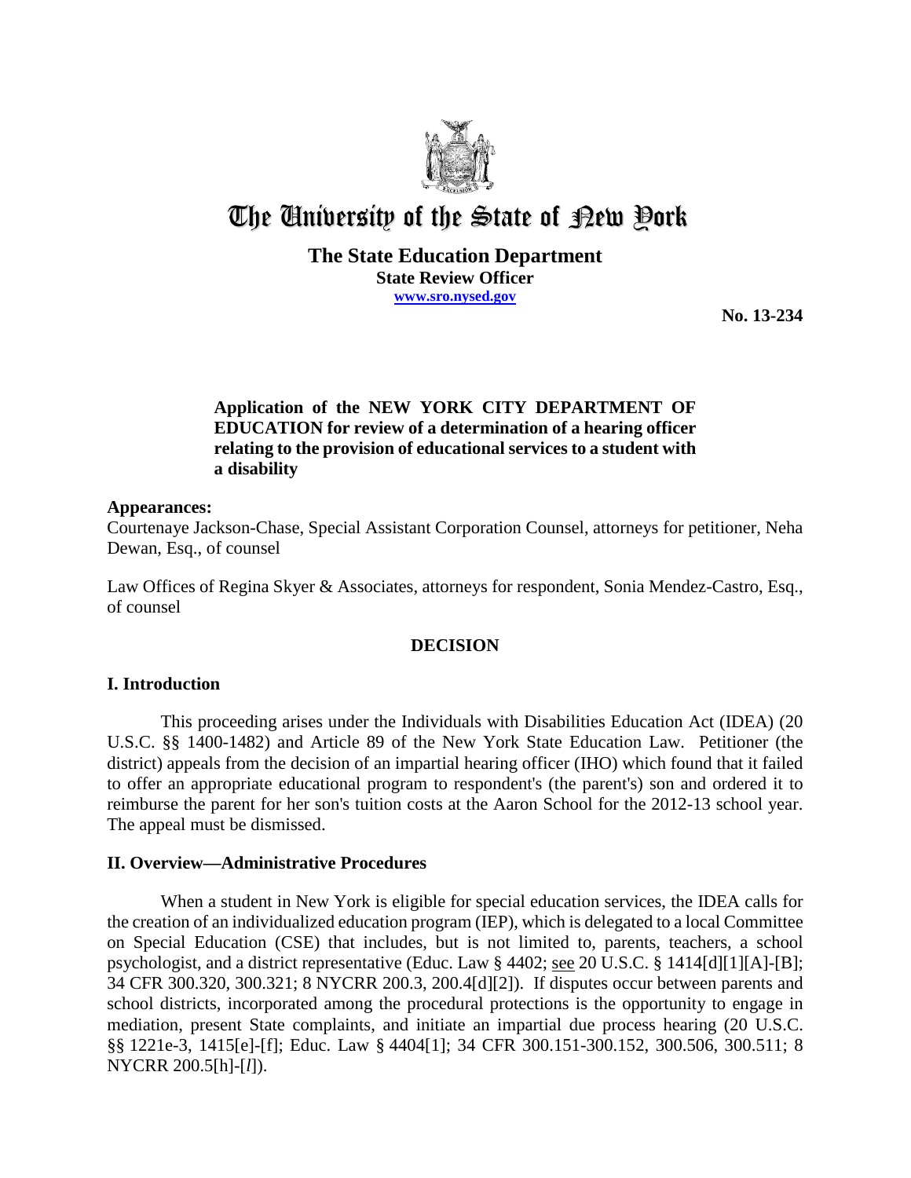# The University of the State of New York

**The State Education Department**
**State Review Officer**
**www.sro.nysed.gov**

**No. 13-234**

**Application of the NEW YORK CITY DEPARTMENT OF EDUCATION for review of a determination of a hearing officer relating to the provision of educational services to a student with a disability**

## Appearances:

Courtenaye Jackson-Chase, Special Assistant Corporation Counsel, attorneys for petitioner, Neha Dewan, Esq., of counsel

Law Offices of Regina Skyer & Associates, attorneys for respondent, Sonia Mendez-Castro, Esq., of counsel

## DECISION

## I. Introduction

This proceeding arises under the Individuals with Disabilities Education Act (IDEA) (20 U.S.C. §§ 1400-1482) and Article 89 of the New York State Education Law. Petitioner (the district) appeals from the decision of an impartial hearing officer (IHO) which found that it failed to offer an appropriate educational program to respondent's (the parent's) son and ordered it to reimburse the parent for her son's tuition costs at the Aaron School for the 2012-13 school year. The appeal must be dismissed.

## II. Overview—Administrative Procedures

When a student in New York is eligible for special education services, the IDEA calls for the creation of an individualized education program (IEP), which is delegated to a local Committee on Special Education (CSE) that includes, but is not limited to, parents, teachers, a school psychologist, and a district representative (Educ. Law § 4402; see 20 U.S.C. § 1414[d][1][A]-[B]; 34 CFR 300.320, 300.321; 8 NYCRR 200.3, 200.4[d][2]). If disputes occur between parents and school districts, incorporated among the procedural protections is the opportunity to engage in mediation, present State complaints, and initiate an impartial due process hearing (20 U.S.C. §§ 1221e-3, 1415[e]-[f]; Educ. Law § 4404[1]; 34 CFR 300.151-300.152, 300.506, 300.511; 8 NYCRR 200.5[h]-[*l*]).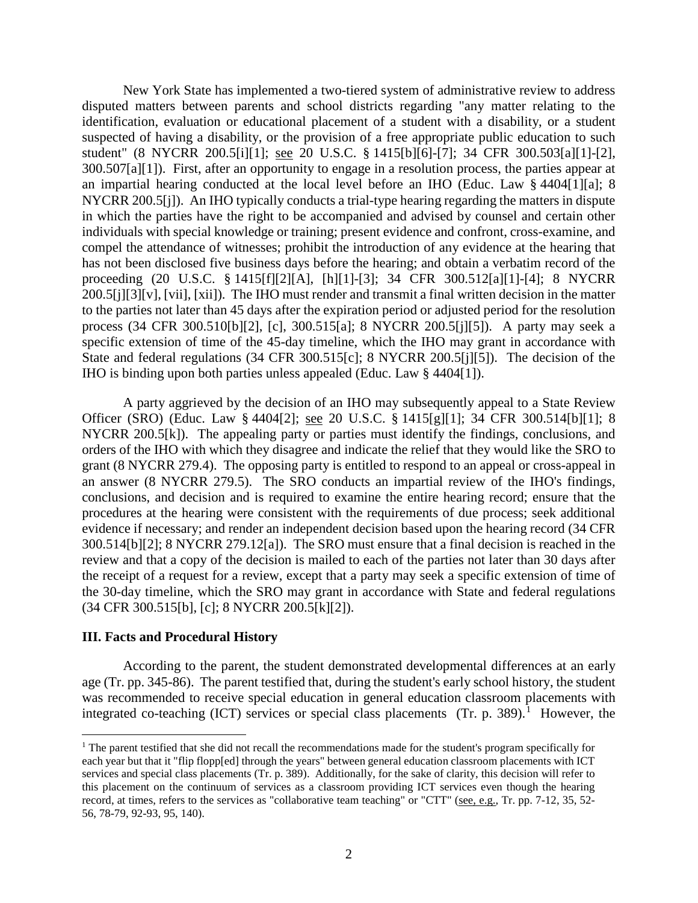New York State has implemented a two-tiered system of administrative review to address disputed matters between parents and school districts regarding "any matter relating to the identification, evaluation or educational placement of a student with a disability, or a student suspected of having a disability, or the provision of a free appropriate public education to such student" (8 NYCRR 200.5[i][1]; see 20 U.S.C. § 1415[b][6]-[7]; 34 CFR 300.503[a][1]-[2], 300.507[a][1]). First, after an opportunity to engage in a resolution process, the parties appear at an impartial hearing conducted at the local level before an IHO (Educ. Law § 4404[1][a]; 8 NYCRR 200.5[j]). An IHO typically conducts a trial-type hearing regarding the matters in dispute in which the parties have the right to be accompanied and advised by counsel and certain other individuals with special knowledge or training; present evidence and confront, cross-examine, and compel the attendance of witnesses; prohibit the introduction of any evidence at the hearing that has not been disclosed five business days before the hearing; and obtain a verbatim record of the proceeding (20 U.S.C. § 1415[f][2][A], [h][1]-[3]; 34 CFR 300.512[a][1]-[4]; 8 NYCRR 200.5[j][3][v], [vii], [xii]). The IHO must render and transmit a final written decision in the matter to the parties not later than 45 days after the expiration period or adjusted period for the resolution process (34 CFR 300.510[b][2], [c], 300.515[a]; 8 NYCRR 200.5[j][5]). A party may seek a specific extension of time of the 45-day timeline, which the IHO may grant in accordance with State and federal regulations (34 CFR 300.515[c]; 8 NYCRR 200.5[j][5]). The decision of the IHO is binding upon both parties unless appealed (Educ. Law § 4404[1]).

A party aggrieved by the decision of an IHO may subsequently appeal to a State Review Officer (SRO) (Educ. Law § 4404[2]; see 20 U.S.C. § 1415[g][1]; 34 CFR 300.514[b][1]; 8 NYCRR 200.5[k]). The appealing party or parties must identify the findings, conclusions, and orders of the IHO with which they disagree and indicate the relief that they would like the SRO to grant (8 NYCRR 279.4). The opposing party is entitled to respond to an appeal or cross-appeal in an answer (8 NYCRR 279.5). The SRO conducts an impartial review of the IHO's findings, conclusions, and decision and is required to examine the entire hearing record; ensure that the procedures at the hearing were consistent with the requirements of due process; seek additional evidence if necessary; and render an independent decision based upon the hearing record (34 CFR 300.514[b][2]; 8 NYCRR 279.12[a]). The SRO must ensure that a final decision is reached in the review and that a copy of the decision is mailed to each of the parties not later than 30 days after the receipt of a request for a review, except that a party may seek a specific extension of time of the 30-day timeline, which the SRO may grant in accordance with State and federal regulations (34 CFR 300.515[b], [c]; 8 NYCRR 200.5[k][2]).

### III. Facts and Procedural History

According to the parent, the student demonstrated developmental differences at an early age (Tr. pp. 345-86). The parent testified that, during the student's early school history, the student was recommended to receive special education in general education classroom placements with integrated co-teaching (ICT) services or special class placements (Tr. p. 389).[1] However, the

[1] The parent testified that she did not recall the recommendations made for the student's program specifically for each year but that it "flip flopp[ed] through the years" between general education classroom placements with ICT services and special class placements (Tr. p. 389). Additionally, for the sake of clarity, this decision will refer to this placement on the continuum of services as a classroom providing ICT services even though the hearing record, at times, refers to the services as "collaborative team teaching" or "CTT" (see, e.g., Tr. pp. 7-12, 35, 52-56, 78-79, 92-93, 95, 140).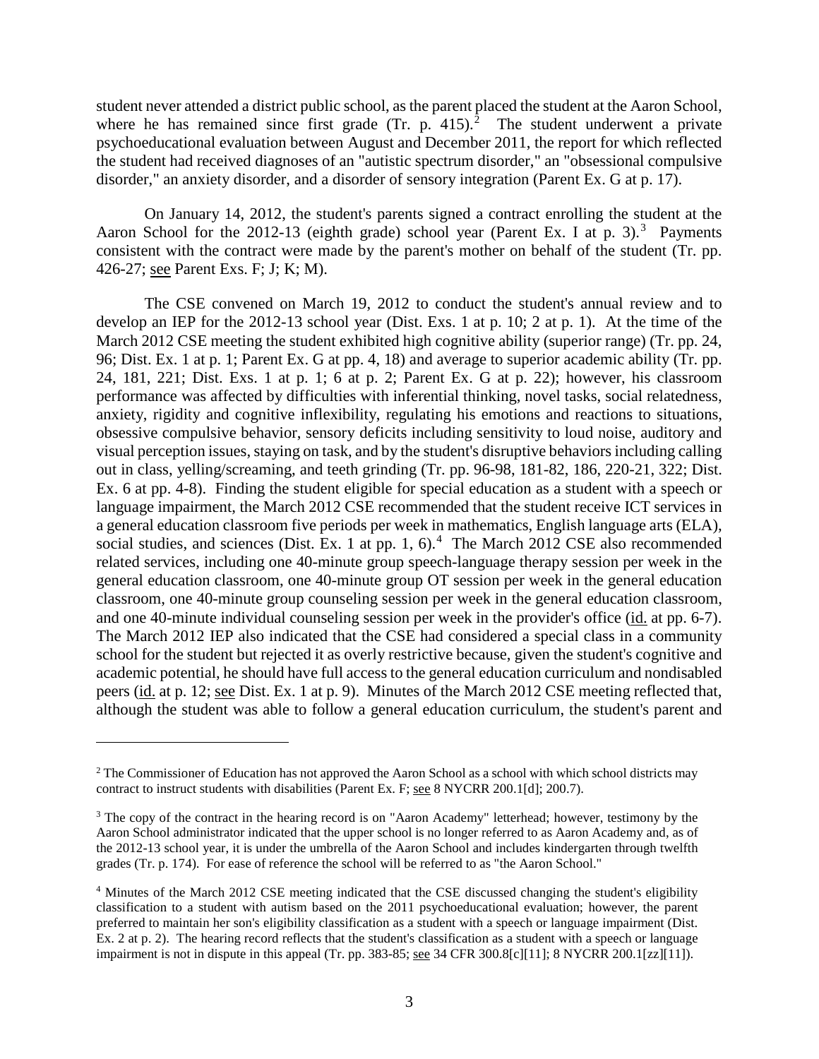student never attended a district public school, as the parent placed the student at the Aaron School, where he has remained since first grade (Tr. p. 415).[2] The student underwent a private psychoeducational evaluation between August and December 2011, the report for which reflected the student had received diagnoses of an "autistic spectrum disorder," an "obsessional compulsive disorder," an anxiety disorder, and a disorder of sensory integration (Parent Ex. G at p. 17).

On January 14, 2012, the student's parents signed a contract enrolling the student at the Aaron School for the 2012-13 (eighth grade) school year (Parent Ex. I at p. 3).[3] Payments consistent with the contract were made by the parent's mother on behalf of the student (Tr. pp. 426-27; see Parent Exs. F; J; K; M).

The CSE convened on March 19, 2012 to conduct the student's annual review and to develop an IEP for the 2012-13 school year (Dist. Exs. 1 at p. 10; 2 at p. 1). At the time of the March 2012 CSE meeting the student exhibited high cognitive ability (superior range) (Tr. pp. 24, 96; Dist. Ex. 1 at p. 1; Parent Ex. G at pp. 4, 18) and average to superior academic ability (Tr. pp. 24, 181, 221; Dist. Exs. 1 at p. 1; 6 at p. 2; Parent Ex. G at p. 22); however, his classroom performance was affected by difficulties with inferential thinking, novel tasks, social relatedness, anxiety, rigidity and cognitive inflexibility, regulating his emotions and reactions to situations, obsessive compulsive behavior, sensory deficits including sensitivity to loud noise, auditory and visual perception issues, staying on task, and by the student's disruptive behaviors including calling out in class, yelling/screaming, and teeth grinding (Tr. pp. 96-98, 181-82, 186, 220-21, 322; Dist. Ex. 6 at pp. 4-8). Finding the student eligible for special education as a student with a speech or language impairment, the March 2012 CSE recommended that the student receive ICT services in a general education classroom five periods per week in mathematics, English language arts (ELA), social studies, and sciences (Dist. Ex. 1 at pp. 1, 6).[4] The March 2012 CSE also recommended related services, including one 40-minute group speech-language therapy session per week in the general education classroom, one 40-minute group OT session per week in the general education classroom, one 40-minute group counseling session per week in the general education classroom, and one 40-minute individual counseling session per week in the provider's office (id. at pp. 6-7). The March 2012 IEP also indicated that the CSE had considered a special class in a community school for the student but rejected it as overly restrictive because, given the student's cognitive and academic potential, he should have full access to the general education curriculum and nondisabled peers (id. at p. 12; see Dist. Ex. 1 at p. 9). Minutes of the March 2012 CSE meeting reflected that, although the student was able to follow a general education curriculum, the student's parent and

---

[2] The Commissioner of Education has not approved the Aaron School as a school with which school districts may contract to instruct students with disabilities (Parent Ex. F; see 8 NYCRR 200.1[d]; 200.7).

[3] The copy of the contract in the hearing record is on "Aaron Academy" letterhead; however, testimony by the Aaron School administrator indicated that the upper school is no longer referred to as Aaron Academy and, as of the 2012-13 school year, it is under the umbrella of the Aaron School and includes kindergarten through twelfth grades (Tr. p. 174). For ease of reference the school will be referred to as "the Aaron School."

[4] Minutes of the March 2012 CSE meeting indicated that the CSE discussed changing the student's eligibility classification to a student with autism based on the 2011 psychoeducational evaluation; however, the parent preferred to maintain her son's eligibility classification as a student with a speech or language impairment (Dist. Ex. 2 at p. 2). The hearing record reflects that the student's classification as a student with a speech or language impairment is not in dispute in this appeal (Tr. pp. 383-85; see 34 CFR 300.8[c][11]; 8 NYCRR 200.1[zz][11]).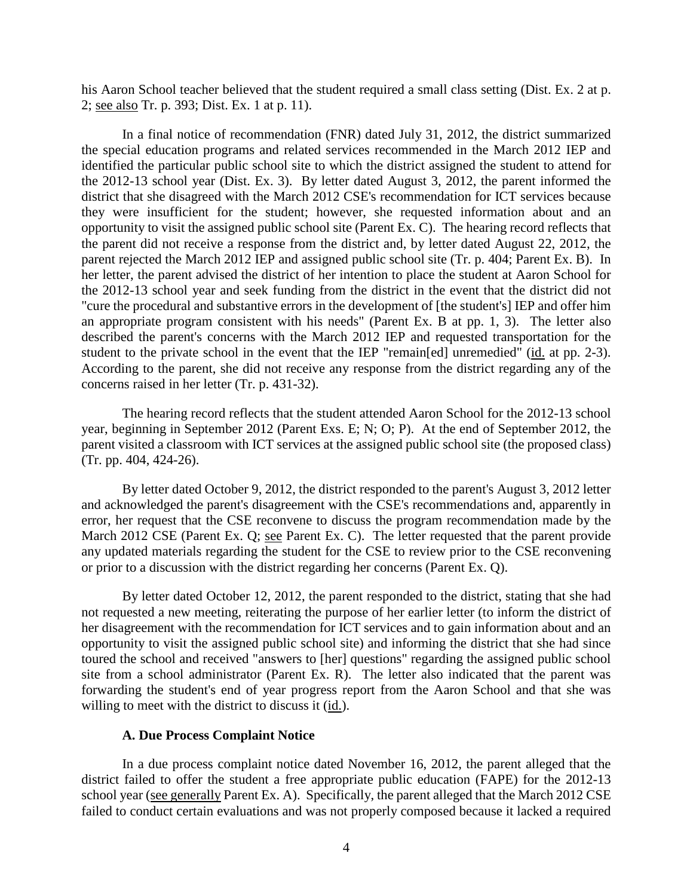his Aaron School teacher believed that the student required a small class setting (Dist. Ex. 2 at p. 2; see also Tr. p. 393; Dist. Ex. 1 at p. 11).

In a final notice of recommendation (FNR) dated July 31, 2012, the district summarized the special education programs and related services recommended in the March 2012 IEP and identified the particular public school site to which the district assigned the student to attend for the 2012-13 school year (Dist. Ex. 3). By letter dated August 3, 2012, the parent informed the district that she disagreed with the March 2012 CSE's recommendation for ICT services because they were insufficient for the student; however, she requested information about and an opportunity to visit the assigned public school site (Parent Ex. C). The hearing record reflects that the parent did not receive a response from the district and, by letter dated August 22, 2012, the parent rejected the March 2012 IEP and assigned public school site (Tr. p. 404; Parent Ex. B). In her letter, the parent advised the district of her intention to place the student at Aaron School for the 2012-13 school year and seek funding from the district in the event that the district did not "cure the procedural and substantive errors in the development of [the student's] IEP and offer him an appropriate program consistent with his needs" (Parent Ex. B at pp. 1, 3). The letter also described the parent's concerns with the March 2012 IEP and requested transportation for the student to the private school in the event that the IEP "remain[ed] unremedied" (id. at pp. 2-3). According to the parent, she did not receive any response from the district regarding any of the concerns raised in her letter (Tr. p. 431-32).

The hearing record reflects that the student attended Aaron School for the 2012-13 school year, beginning in September 2012 (Parent Exs. E; N; O; P). At the end of September 2012, the parent visited a classroom with ICT services at the assigned public school site (the proposed class) (Tr. pp. 404, 424-26).

By letter dated October 9, 2012, the district responded to the parent's August 3, 2012 letter and acknowledged the parent's disagreement with the CSE's recommendations and, apparently in error, her request that the CSE reconvene to discuss the program recommendation made by the March 2012 CSE (Parent Ex. Q; see Parent Ex. C). The letter requested that the parent provide any updated materials regarding the student for the CSE to review prior to the CSE reconvening or prior to a discussion with the district regarding her concerns (Parent Ex. Q).

By letter dated October 12, 2012, the parent responded to the district, stating that she had not requested a new meeting, reiterating the purpose of her earlier letter (to inform the district of her disagreement with the recommendation for ICT services and to gain information about and an opportunity to visit the assigned public school site) and informing the district that she had since toured the school and received "answers to [her] questions" regarding the assigned public school site from a school administrator (Parent Ex. R). The letter also indicated that the parent was forwarding the student's end of year progress report from the Aaron School and that she was willing to meet with the district to discuss it (id.).

### A. Due Process Complaint Notice

In a due process complaint notice dated November 16, 2012, the parent alleged that the district failed to offer the student a free appropriate public education (FAPE) for the 2012-13 school year (see generally Parent Ex. A). Specifically, the parent alleged that the March 2012 CSE failed to conduct certain evaluations and was not properly composed because it lacked a required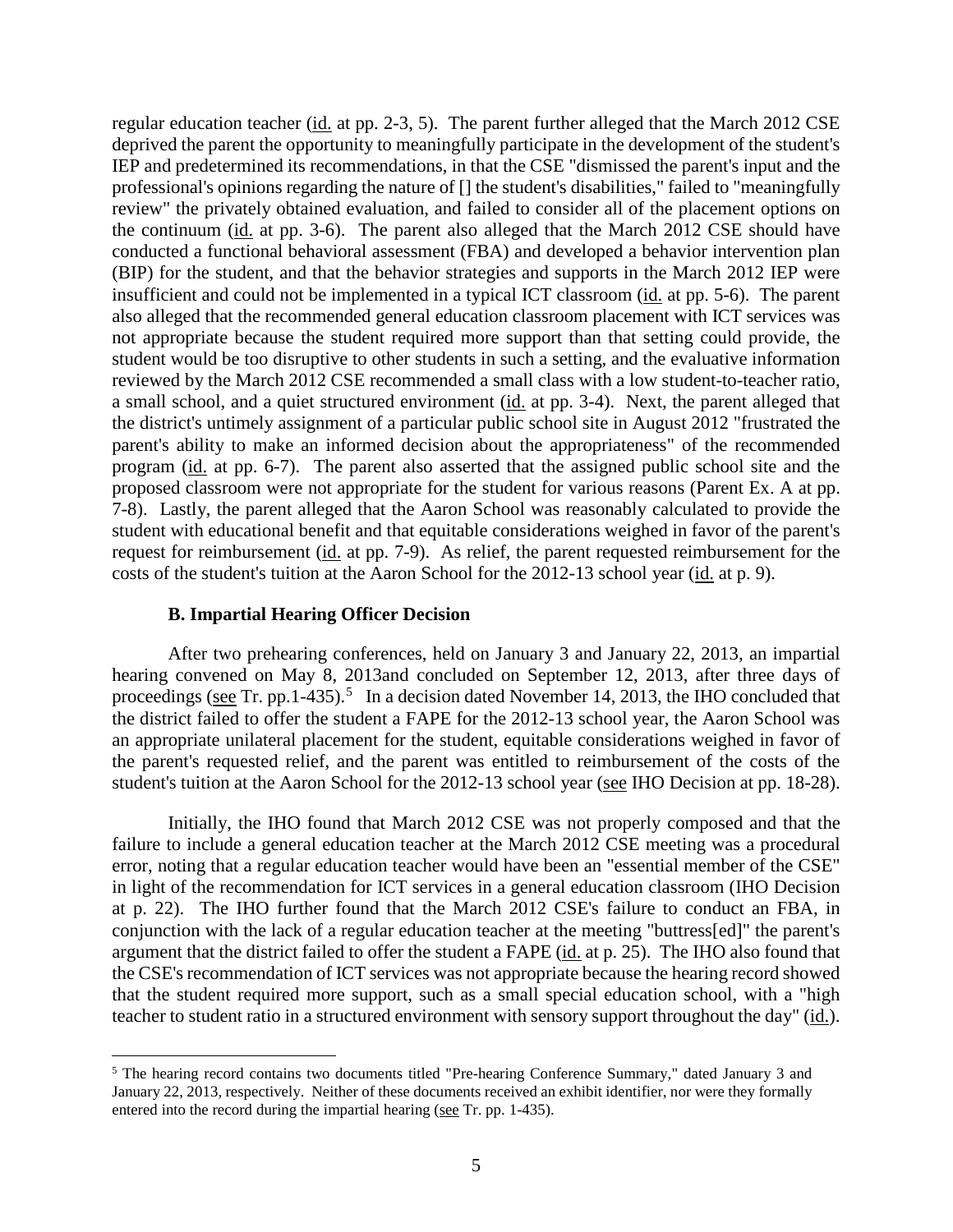regular education teacher (id. at pp. 2-3, 5). The parent further alleged that the March 2012 CSE deprived the parent the opportunity to meaningfully participate in the development of the student's IEP and predetermined its recommendations, in that the CSE "dismissed the parent's input and the professional's opinions regarding the nature of [] the student's disabilities," failed to "meaningfully review" the privately obtained evaluation, and failed to consider all of the placement options on the continuum (id. at pp. 3-6). The parent also alleged that the March 2012 CSE should have conducted a functional behavioral assessment (FBA) and developed a behavior intervention plan (BIP) for the student, and that the behavior strategies and supports in the March 2012 IEP were insufficient and could not be implemented in a typical ICT classroom (id. at pp. 5-6). The parent also alleged that the recommended general education classroom placement with ICT services was not appropriate because the student required more support than that setting could provide, the student would be too disruptive to other students in such a setting, and the evaluative information reviewed by the March 2012 CSE recommended a small class with a low student-to-teacher ratio, a small school, and a quiet structured environment (id. at pp. 3-4). Next, the parent alleged that the district's untimely assignment of a particular public school site in August 2012 "frustrated the parent's ability to make an informed decision about the appropriateness" of the recommended program (id. at pp. 6-7). The parent also asserted that the assigned public school site and the proposed classroom were not appropriate for the student for various reasons (Parent Ex. A at pp. 7-8). Lastly, the parent alleged that the Aaron School was reasonably calculated to provide the student with educational benefit and that equitable considerations weighed in favor of the parent's request for reimbursement (id. at pp. 7-9). As relief, the parent requested reimbursement for the costs of the student's tuition at the Aaron School for the 2012-13 school year (id. at p. 9).

### B. Impartial Hearing Officer Decision

After two prehearing conferences, held on January 3 and January 22, 2013, an impartial hearing convened on May 8, 2013and concluded on September 12, 2013, after three days of proceedings (see Tr. pp.1-435).[5] In a decision dated November 14, 2013, the IHO concluded that the district failed to offer the student a FAPE for the 2012-13 school year, the Aaron School was an appropriate unilateral placement for the student, equitable considerations weighed in favor of the parent's requested relief, and the parent was entitled to reimbursement of the costs of the student's tuition at the Aaron School for the 2012-13 school year (see IHO Decision at pp. 18-28).

Initially, the IHO found that March 2012 CSE was not properly composed and that the failure to include a general education teacher at the March 2012 CSE meeting was a procedural error, noting that a regular education teacher would have been an "essential member of the CSE" in light of the recommendation for ICT services in a general education classroom (IHO Decision at p. 22). The IHO further found that the March 2012 CSE's failure to conduct an FBA, in conjunction with the lack of a regular education teacher at the meeting "buttress[ed]" the parent's argument that the district failed to offer the student a FAPE (id. at p. 25). The IHO also found that the CSE's recommendation of ICT services was not appropriate because the hearing record showed that the student required more support, such as a small special education school, with a "high teacher to student ratio in a structured environment with sensory support throughout the day" (id.).

[5] The hearing record contains two documents titled "Pre-hearing Conference Summary," dated January 3 and January 22, 2013, respectively. Neither of these documents received an exhibit identifier, nor were they formally entered into the record during the impartial hearing (see Tr. pp. 1-435).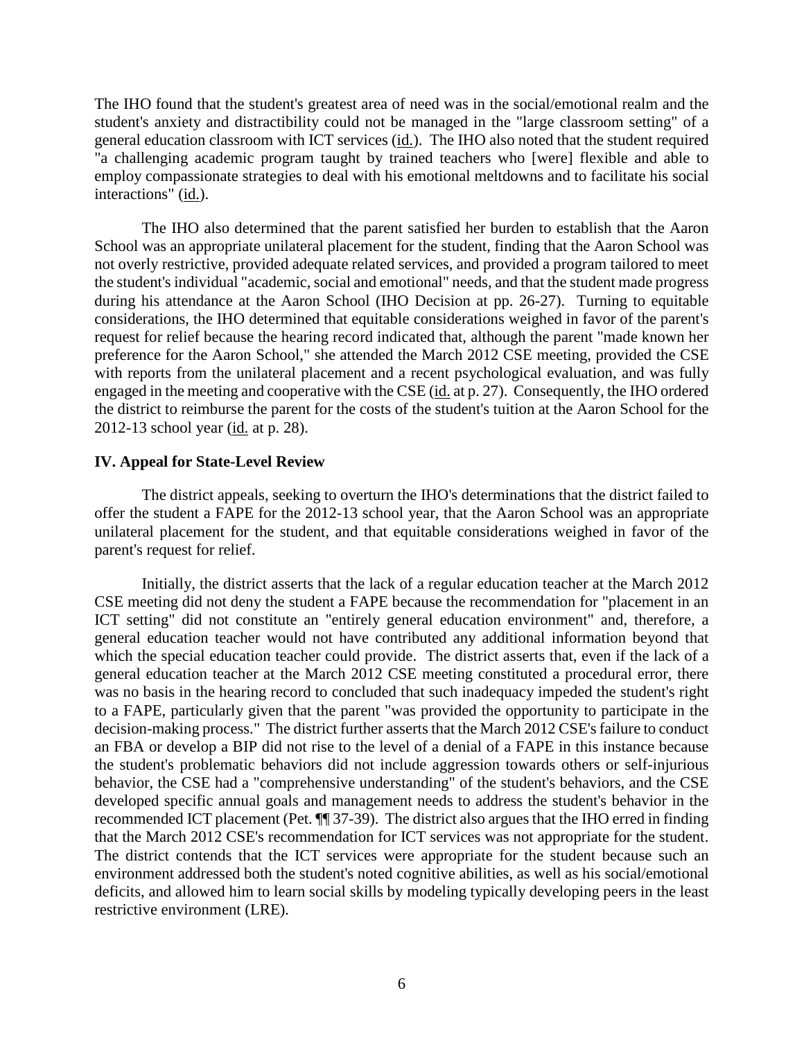The IHO found that the student's greatest area of need was in the social/emotional realm and the student's anxiety and distractibility could not be managed in the "large classroom setting" of a general education classroom with ICT services (id.). The IHO also noted that the student required "a challenging academic program taught by trained teachers who [were] flexible and able to employ compassionate strategies to deal with his emotional meltdowns and to facilitate his social interactions" (id.).

The IHO also determined that the parent satisfied her burden to establish that the Aaron School was an appropriate unilateral placement for the student, finding that the Aaron School was not overly restrictive, provided adequate related services, and provided a program tailored to meet the student's individual "academic, social and emotional" needs, and that the student made progress during his attendance at the Aaron School (IHO Decision at pp. 26-27). Turning to equitable considerations, the IHO determined that equitable considerations weighed in favor of the parent's request for relief because the hearing record indicated that, although the parent "made known her preference for the Aaron School," she attended the March 2012 CSE meeting, provided the CSE with reports from the unilateral placement and a recent psychological evaluation, and was fully engaged in the meeting and cooperative with the CSE (id. at p. 27). Consequently, the IHO ordered the district to reimburse the parent for the costs of the student's tuition at the Aaron School for the 2012-13 school year (id. at p. 28).

## IV. Appeal for State-Level Review

The district appeals, seeking to overturn the IHO's determinations that the district failed to offer the student a FAPE for the 2012-13 school year, that the Aaron School was an appropriate unilateral placement for the student, and that equitable considerations weighed in favor of the parent's request for relief.

Initially, the district asserts that the lack of a regular education teacher at the March 2012 CSE meeting did not deny the student a FAPE because the recommendation for "placement in an ICT setting" did not constitute an "entirely general education environment" and, therefore, a general education teacher would not have contributed any additional information beyond that which the special education teacher could provide. The district asserts that, even if the lack of a general education teacher at the March 2012 CSE meeting constituted a procedural error, there was no basis in the hearing record to concluded that such inadequacy impeded the student's right to a FAPE, particularly given that the parent "was provided the opportunity to participate in the decision-making process." The district further asserts that the March 2012 CSE's failure to conduct an FBA or develop a BIP did not rise to the level of a denial of a FAPE in this instance because the student's problematic behaviors did not include aggression towards others or self-injurious behavior, the CSE had a "comprehensive understanding" of the student's behaviors, and the CSE developed specific annual goals and management needs to address the student's behavior in the recommended ICT placement (Pet. ¶¶ 37-39). The district also argues that the IHO erred in finding that the March 2012 CSE's recommendation for ICT services was not appropriate for the student. The district contends that the ICT services were appropriate for the student because such an environment addressed both the student's noted cognitive abilities, as well as his social/emotional deficits, and allowed him to learn social skills by modeling typically developing peers in the least restrictive environment (LRE).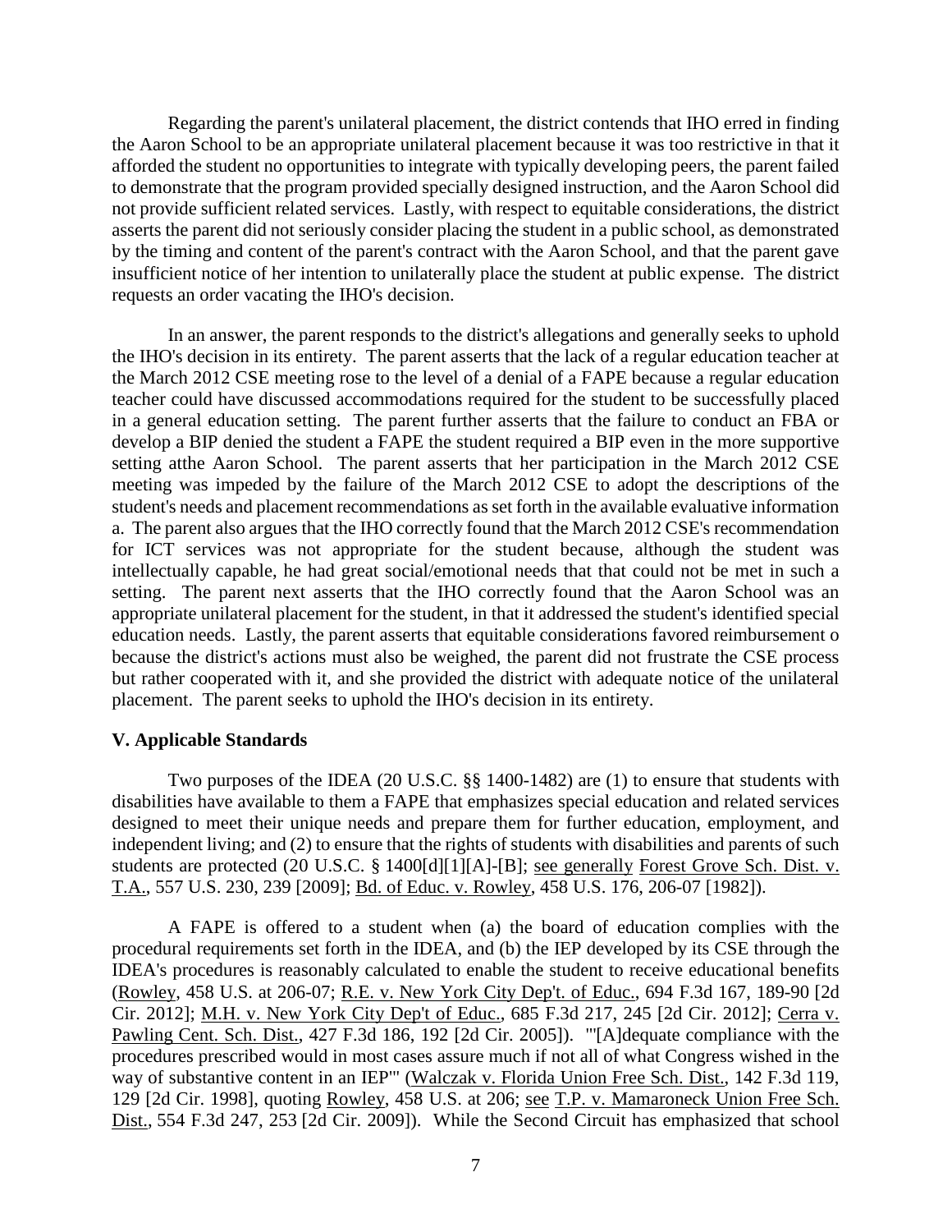Regarding the parent's unilateral placement, the district contends that IHO erred in finding the Aaron School to be an appropriate unilateral placement because it was too restrictive in that it afforded the student no opportunities to integrate with typically developing peers, the parent failed to demonstrate that the program provided specially designed instruction, and the Aaron School did not provide sufficient related services. Lastly, with respect to equitable considerations, the district asserts the parent did not seriously consider placing the student in a public school, as demonstrated by the timing and content of the parent's contract with the Aaron School, and that the parent gave insufficient notice of her intention to unilaterally place the student at public expense. The district requests an order vacating the IHO's decision.

In an answer, the parent responds to the district's allegations and generally seeks to uphold the IHO's decision in its entirety. The parent asserts that the lack of a regular education teacher at the March 2012 CSE meeting rose to the level of a denial of a FAPE because a regular education teacher could have discussed accommodations required for the student to be successfully placed in a general education setting. The parent further asserts that the failure to conduct an FBA or develop a BIP denied the student a FAPE the student required a BIP even in the more supportive setting atthe Aaron School. The parent asserts that her participation in the March 2012 CSE meeting was impeded by the failure of the March 2012 CSE to adopt the descriptions of the student's needs and placement recommendations as set forth in the available evaluative information a. The parent also argues that the IHO correctly found that the March 2012 CSE's recommendation for ICT services was not appropriate for the student because, although the student was intellectually capable, he had great social/emotional needs that that could not be met in such a setting. The parent next asserts that the IHO correctly found that the Aaron School was an appropriate unilateral placement for the student, in that it addressed the student's identified special education needs. Lastly, the parent asserts that equitable considerations favored reimbursement o because the district's actions must also be weighed, the parent did not frustrate the CSE process but rather cooperated with it, and she provided the district with adequate notice of the unilateral placement. The parent seeks to uphold the IHO's decision in its entirety.

### V. Applicable Standards

Two purposes of the IDEA (20 U.S.C. §§ 1400-1482) are (1) to ensure that students with disabilities have available to them a FAPE that emphasizes special education and related services designed to meet their unique needs and prepare them for further education, employment, and independent living; and (2) to ensure that the rights of students with disabilities and parents of such students are protected (20 U.S.C. § 1400[d][1][A]-[B]; see generally Forest Grove Sch. Dist. v. T.A., 557 U.S. 230, 239 [2009]; Bd. of Educ. v. Rowley, 458 U.S. 176, 206-07 [1982]).

A FAPE is offered to a student when (a) the board of education complies with the procedural requirements set forth in the IDEA, and (b) the IEP developed by its CSE through the IDEA's procedures is reasonably calculated to enable the student to receive educational benefits (Rowley, 458 U.S. at 206-07; R.E. v. New York City Dep't. of Educ., 694 F.3d 167, 189-90 [2d Cir. 2012]; M.H. v. New York City Dep't of Educ., 685 F.3d 217, 245 [2d Cir. 2012]; Cerra v. Pawling Cent. Sch. Dist., 427 F.3d 186, 192 [2d Cir. 2005]). "'[A]dequate compliance with the procedures prescribed would in most cases assure much if not all of what Congress wished in the way of substantive content in an IEP'" (Walczak v. Florida Union Free Sch. Dist., 142 F.3d 119, 129 [2d Cir. 1998], quoting Rowley, 458 U.S. at 206; see T.P. v. Mamaroneck Union Free Sch. Dist., 554 F.3d 247, 253 [2d Cir. 2009]). While the Second Circuit has emphasized that school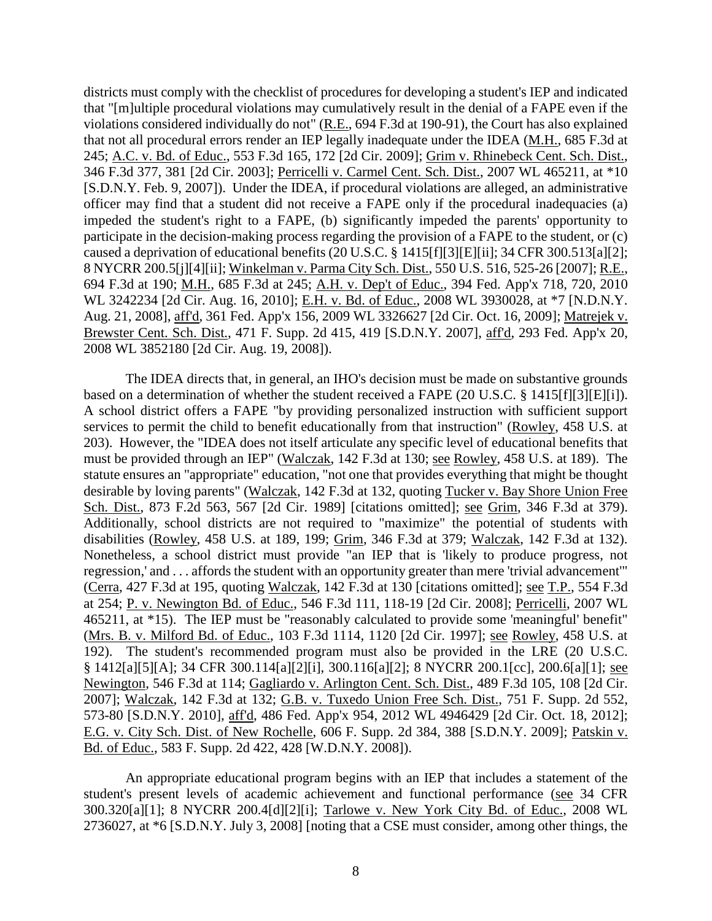districts must comply with the checklist of procedures for developing a student's IEP and indicated that "[m]ultiple procedural violations may cumulatively result in the denial of a FAPE even if the violations considered individually do not" (R.E., 694 F.3d at 190-91), the Court has also explained that not all procedural errors render an IEP legally inadequate under the IDEA (M.H., 685 F.3d at 245; A.C. v. Bd. of Educ., 553 F.3d 165, 172 [2d Cir. 2009]; Grim v. Rhinebeck Cent. Sch. Dist., 346 F.3d 377, 381 [2d Cir. 2003]; Perricelli v. Carmel Cent. Sch. Dist., 2007 WL 465211, at *10 [S.D.N.Y. Feb. 9, 2007]). Under the IDEA, if procedural violations are alleged, an administrative officer may find that a student did not receive a FAPE only if the procedural inadequacies (a) impeded the student's right to a FAPE, (b) significantly impeded the parents' opportunity to participate in the decision-making process regarding the provision of a FAPE to the student, or (c) caused a deprivation of educational benefits (20 U.S.C. § 1415[f][3][E][ii]; 34 CFR 300.513[a][2]; 8 NYCRR 200.5[j][4][ii]; Winkelman v. Parma City Sch. Dist., 550 U.S. 516, 525-26 [2007]; R.E., 694 F.3d at 190; M.H., 685 F.3d at 245; A.H. v. Dep't of Educ., 394 Fed. App'x 718, 720, 2010 WL 3242234 [2d Cir. Aug. 16, 2010]; E.H. v. Bd. of Educ., 2008 WL 3930028, at *7 [N.D.N.Y. Aug. 21, 2008], aff'd, 361 Fed. App'x 156, 2009 WL 3326627 [2d Cir. Oct. 16, 2009]; Matrejek v. Brewster Cent. Sch. Dist., 471 F. Supp. 2d 415, 419 [S.D.N.Y. 2007], aff'd, 293 Fed. App'x 20, 2008 WL 3852180 [2d Cir. Aug. 19, 2008]).

The IDEA directs that, in general, an IHO's decision must be made on substantive grounds based on a determination of whether the student received a FAPE (20 U.S.C. § 1415[f][3][E][i]). A school district offers a FAPE "by providing personalized instruction with sufficient support services to permit the child to benefit educationally from that instruction" (Rowley, 458 U.S. at 203). However, the "IDEA does not itself articulate any specific level of educational benefits that must be provided through an IEP" (Walczak, 142 F.3d at 130; see Rowley, 458 U.S. at 189). The statute ensures an "appropriate" education, "not one that provides everything that might be thought desirable by loving parents" (Walczak, 142 F.3d at 132, quoting Tucker v. Bay Shore Union Free Sch. Dist., 873 F.2d 563, 567 [2d Cir. 1989] [citations omitted]; see Grim, 346 F.3d at 379). Additionally, school districts are not required to "maximize" the potential of students with disabilities (Rowley, 458 U.S. at 189, 199; Grim, 346 F.3d at 379; Walczak, 142 F.3d at 132). Nonetheless, a school district must provide "an IEP that is 'likely to produce progress, not regression,' and . . . affords the student with an opportunity greater than mere 'trivial advancement'" (Cerra, 427 F.3d at 195, quoting Walczak, 142 F.3d at 130 [citations omitted]; see T.P., 554 F.3d at 254; P. v. Newington Bd. of Educ., 546 F.3d 111, 118-19 [2d Cir. 2008]; Perricelli, 2007 WL 465211, at *15). The IEP must be "reasonably calculated to provide some 'meaningful' benefit" (Mrs. B. v. Milford Bd. of Educ., 103 F.3d 1114, 1120 [2d Cir. 1997]; see Rowley, 458 U.S. at 192). The student's recommended program must also be provided in the LRE (20 U.S.C. § 1412[a][5][A]; 34 CFR 300.114[a][2][i], 300.116[a][2]; 8 NYCRR 200.1[cc], 200.6[a][1]; see Newington, 546 F.3d at 114; Gagliardo v. Arlington Cent. Sch. Dist., 489 F.3d 105, 108 [2d Cir. 2007]; Walczak, 142 F.3d at 132; G.B. v. Tuxedo Union Free Sch. Dist., 751 F. Supp. 2d 552, 573-80 [S.D.N.Y. 2010], aff'd, 486 Fed. App'x 954, 2012 WL 4946429 [2d Cir. Oct. 18, 2012]; E.G. v. City Sch. Dist. of New Rochelle, 606 F. Supp. 2d 384, 388 [S.D.N.Y. 2009]; Patskin v. Bd. of Educ., 583 F. Supp. 2d 422, 428 [W.D.N.Y. 2008]).

An appropriate educational program begins with an IEP that includes a statement of the student's present levels of academic achievement and functional performance (see 34 CFR 300.320[a][1]; 8 NYCRR 200.4[d][2][i]; Tarlowe v. New York City Bd. of Educ., 2008 WL 2736027, at *6 [S.D.N.Y. July 3, 2008] [noting that a CSE must consider, among other things, the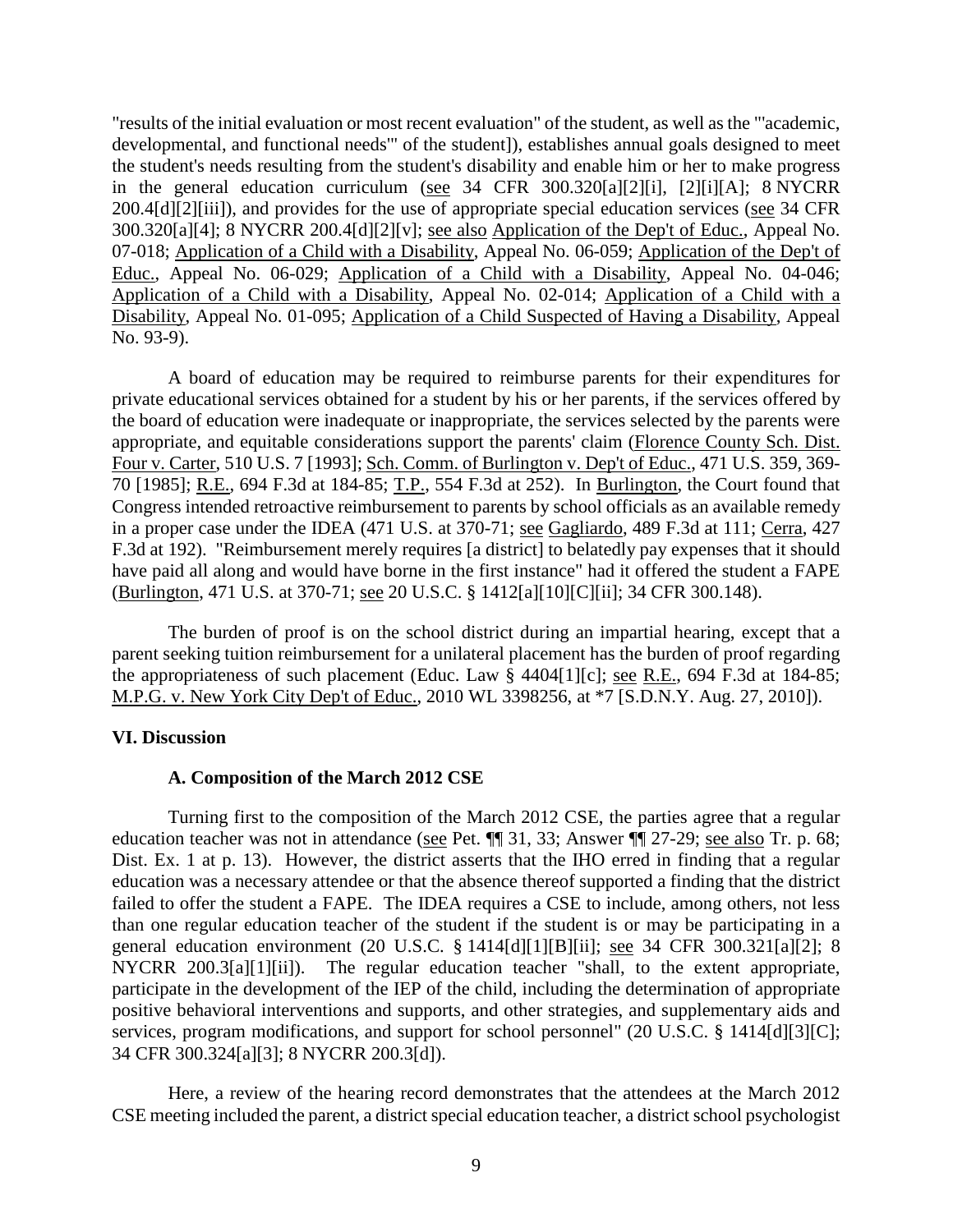"results of the initial evaluation or most recent evaluation" of the student, as well as the "'academic, developmental, and functional needs'" of the student]), establishes annual goals designed to meet the student's needs resulting from the student's disability and enable him or her to make progress in the general education curriculum (see 34 CFR 300.320[a][2][i], [2][i][A]; 8 NYCRR 200.4[d][2][iii]), and provides for the use of appropriate special education services (see 34 CFR 300.320[a][4]; 8 NYCRR 200.4[d][2][v]; see also Application of the Dep't of Educ., Appeal No. 07-018; Application of a Child with a Disability, Appeal No. 06-059; Application of the Dep't of Educ., Appeal No. 06-029; Application of a Child with a Disability, Appeal No. 04-046; Application of a Child with a Disability, Appeal No. 02-014; Application of a Child with a Disability, Appeal No. 01-095; Application of a Child Suspected of Having a Disability, Appeal No. 93-9).

A board of education may be required to reimburse parents for their expenditures for private educational services obtained for a student by his or her parents, if the services offered by the board of education were inadequate or inappropriate, the services selected by the parents were appropriate, and equitable considerations support the parents' claim (Florence County Sch. Dist. Four v. Carter, 510 U.S. 7 [1993]; Sch. Comm. of Burlington v. Dep't of Educ., 471 U.S. 359, 369-70 [1985]; R.E., 694 F.3d at 184-85; T.P., 554 F.3d at 252). In Burlington, the Court found that Congress intended retroactive reimbursement to parents by school officials as an available remedy in a proper case under the IDEA (471 U.S. at 370-71; see Gagliardo, 489 F.3d at 111; Cerra, 427 F.3d at 192). "Reimbursement merely requires [a district] to belatedly pay expenses that it should have paid all along and would have borne in the first instance" had it offered the student a FAPE (Burlington, 471 U.S. at 370-71; see 20 U.S.C. § 1412[a][10][C][ii]; 34 CFR 300.148).

The burden of proof is on the school district during an impartial hearing, except that a parent seeking tuition reimbursement for a unilateral placement has the burden of proof regarding the appropriateness of such placement (Educ. Law § 4404[1][c]; see R.E., 694 F.3d at 184-85; M.P.G. v. New York City Dep't of Educ., 2010 WL 3398256, at *7 [S.D.N.Y. Aug. 27, 2010]).

## VI. Discussion

### A. Composition of the March 2012 CSE

Turning first to the composition of the March 2012 CSE, the parties agree that a regular education teacher was not in attendance (see Pet. ¶¶ 31, 33; Answer ¶¶ 27-29; see also Tr. p. 68; Dist. Ex. 1 at p. 13). However, the district asserts that the IHO erred in finding that a regular education was a necessary attendee or that the absence thereof supported a finding that the district failed to offer the student a FAPE. The IDEA requires a CSE to include, among others, not less than one regular education teacher of the student if the student is or may be participating in a general education environment (20 U.S.C. § 1414[d][1][B][ii]; see 34 CFR 300.321[a][2]; 8 NYCRR 200.3[a][1][ii]). The regular education teacher "shall, to the extent appropriate, participate in the development of the IEP of the child, including the determination of appropriate positive behavioral interventions and supports, and other strategies, and supplementary aids and services, program modifications, and support for school personnel" (20 U.S.C. § 1414[d][3][C]; 34 CFR 300.324[a][3]; 8 NYCRR 200.3[d]).

Here, a review of the hearing record demonstrates that the attendees at the March 2012 CSE meeting included the parent, a district special education teacher, a district school psychologist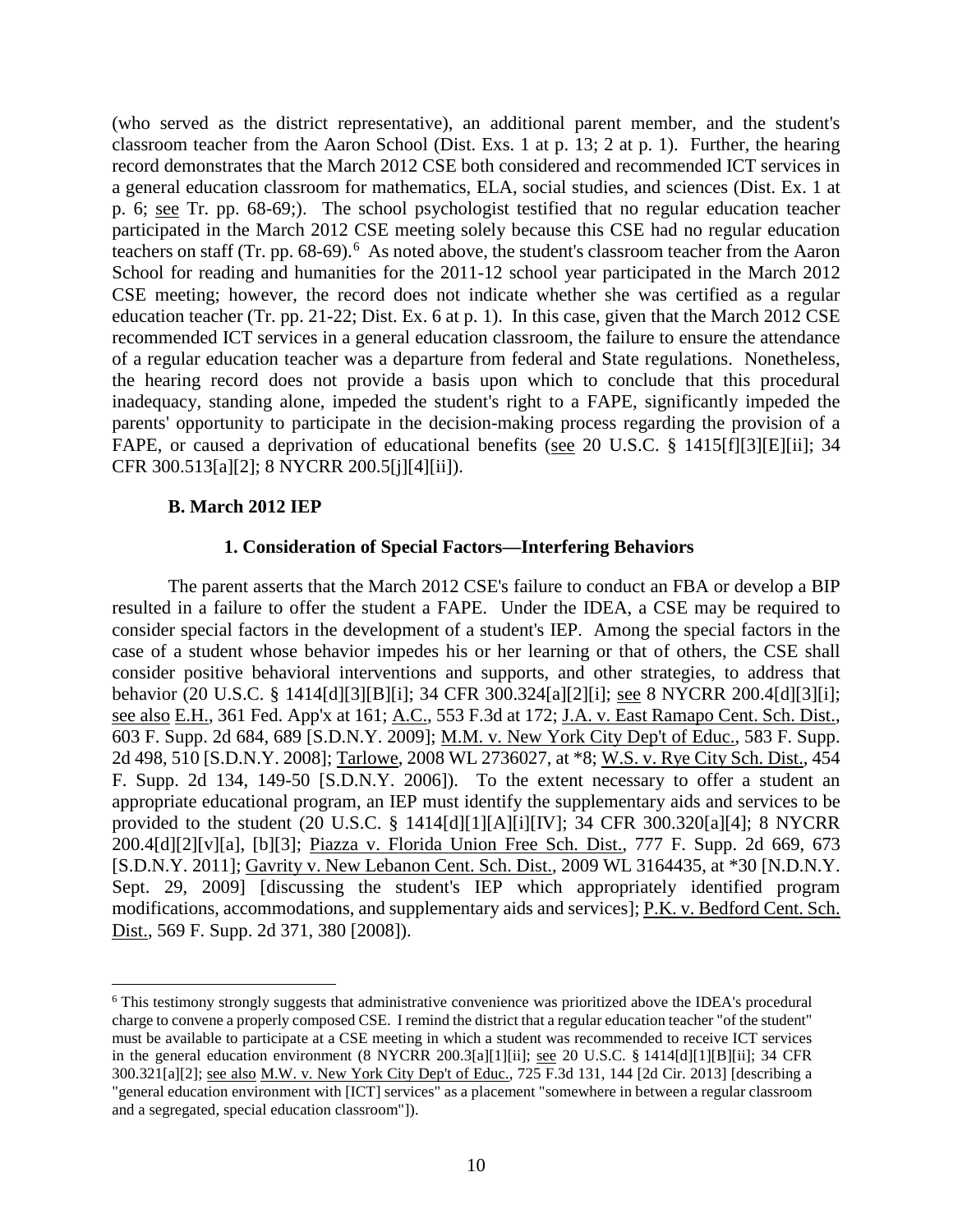(who served as the district representative), an additional parent member, and the student's classroom teacher from the Aaron School (Dist. Exs. 1 at p. 13; 2 at p. 1). Further, the hearing record demonstrates that the March 2012 CSE both considered and recommended ICT services in a general education classroom for mathematics, ELA, social studies, and sciences (Dist. Ex. 1 at p. 6; see Tr. pp. 68-69;). The school psychologist testified that no regular education teacher participated in the March 2012 CSE meeting solely because this CSE had no regular education teachers on staff (Tr. pp. 68-69).[6] As noted above, the student's classroom teacher from the Aaron School for reading and humanities for the 2011-12 school year participated in the March 2012 CSE meeting; however, the record does not indicate whether she was certified as a regular education teacher (Tr. pp. 21-22; Dist. Ex. 6 at p. 1). In this case, given that the March 2012 CSE recommended ICT services in a general education classroom, the failure to ensure the attendance of a regular education teacher was a departure from federal and State regulations. Nonetheless, the hearing record does not provide a basis upon which to conclude that this procedural inadequacy, standing alone, impeded the student's right to a FAPE, significantly impeded the parents' opportunity to participate in the decision-making process regarding the provision of a FAPE, or caused a deprivation of educational benefits (see 20 U.S.C. § 1415[f][3][E][ii]; 34 CFR 300.513[a][2]; 8 NYCRR 200.5[j][4][ii]).

### B. March 2012 IEP

#### 1. Consideration of Special Factors—Interfering Behaviors

The parent asserts that the March 2012 CSE's failure to conduct an FBA or develop a BIP resulted in a failure to offer the student a FAPE. Under the IDEA, a CSE may be required to consider special factors in the development of a student's IEP. Among the special factors in the case of a student whose behavior impedes his or her learning or that of others, the CSE shall consider positive behavioral interventions and supports, and other strategies, to address that behavior (20 U.S.C. § 1414[d][3][B][i]; 34 CFR 300.324[a][2][i]; see 8 NYCRR 200.4[d][3][i]; see also E.H., 361 Fed. App'x at 161; A.C., 553 F.3d at 172; J.A. v. East Ramapo Cent. Sch. Dist., 603 F. Supp. 2d 684, 689 [S.D.N.Y. 2009]; M.M. v. New York City Dep't of Educ., 583 F. Supp. 2d 498, 510 [S.D.N.Y. 2008]; Tarlowe, 2008 WL 2736027, at *8; W.S. v. Rye City Sch. Dist., 454 F. Supp. 2d 134, 149-50 [S.D.N.Y. 2006]). To the extent necessary to offer a student an appropriate educational program, an IEP must identify the supplementary aids and services to be provided to the student (20 U.S.C. § 1414[d][1][A][i][IV]; 34 CFR 300.320[a][4]; 8 NYCRR 200.4[d][2][v][a], [b][3]; Piazza v. Florida Union Free Sch. Dist., 777 F. Supp. 2d 669, 673 [S.D.N.Y. 2011]; Gavrity v. New Lebanon Cent. Sch. Dist., 2009 WL 3164435, at *30 [N.D.N.Y. Sept. 29, 2009] [discussing the student's IEP which appropriately identified program modifications, accommodations, and supplementary aids and services]; P.K. v. Bedford Cent. Sch. Dist., 569 F. Supp. 2d 371, 380 [2008]).

[6] This testimony strongly suggests that administrative convenience was prioritized above the IDEA's procedural charge to convene a properly composed CSE. I remind the district that a regular education teacher "of the student" must be available to participate at a CSE meeting in which a student was recommended to receive ICT services in the general education environment (8 NYCRR 200.3[a][1][ii]; see 20 U.S.C. § 1414[d][1][B][ii]; 34 CFR 300.321[a][2]; see also M.W. v. New York City Dep't of Educ., 725 F.3d 131, 144 [2d Cir. 2013] [describing a "general education environment with [ICT] services" as a placement "somewhere in between a regular classroom and a segregated, special education classroom"]).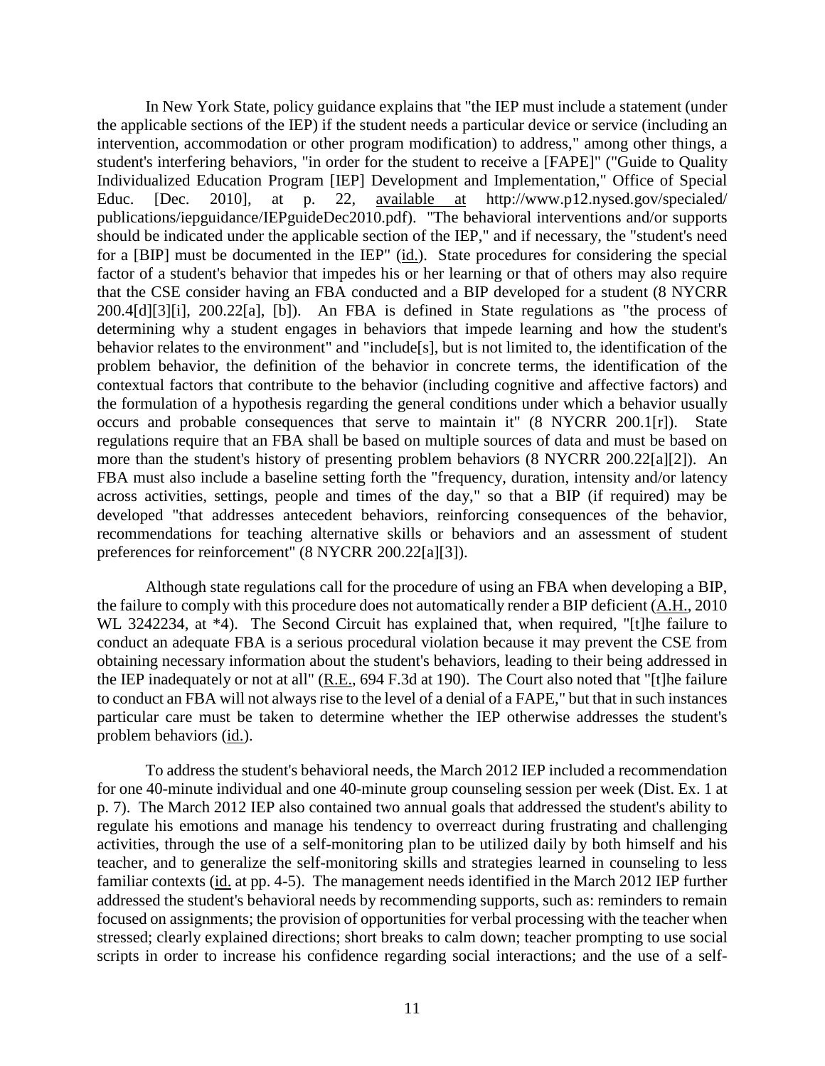In New York State, policy guidance explains that "the IEP must include a statement (under the applicable sections of the IEP) if the student needs a particular device or service (including an intervention, accommodation or other program modification) to address," among other things, a student's interfering behaviors, "in order for the student to receive a [FAPE]" ("Guide to Quality Individualized Education Program [IEP] Development and Implementation," Office of Special Educ. [Dec. 2010], at p. 22, available at http://www.p12.nysed.gov/specialed/publications/iepguidance/IEPguideDec2010.pdf). "The behavioral interventions and/or supports should be indicated under the applicable section of the IEP," and if necessary, the "student's need for a [BIP] must be documented in the IEP" (id.). State procedures for considering the special factor of a student's behavior that impedes his or her learning or that of others may also require that the CSE consider having an FBA conducted and a BIP developed for a student (8 NYCRR 200.4[d][3][i], 200.22[a], [b]). An FBA is defined in State regulations as "the process of determining why a student engages in behaviors that impede learning and how the student's behavior relates to the environment" and "include[s], but is not limited to, the identification of the problem behavior, the definition of the behavior in concrete terms, the identification of the contextual factors that contribute to the behavior (including cognitive and affective factors) and the formulation of a hypothesis regarding the general conditions under which a behavior usually occurs and probable consequences that serve to maintain it" (8 NYCRR 200.1[r]). State regulations require that an FBA shall be based on multiple sources of data and must be based on more than the student's history of presenting problem behaviors (8 NYCRR 200.22[a][2]). An FBA must also include a baseline setting forth the "frequency, duration, intensity and/or latency across activities, settings, people and times of the day," so that a BIP (if required) may be developed "that addresses antecedent behaviors, reinforcing consequences of the behavior, recommendations for teaching alternative skills or behaviors and an assessment of student preferences for reinforcement" (8 NYCRR 200.22[a][3]).

Although state regulations call for the procedure of using an FBA when developing a BIP, the failure to comply with this procedure does not automatically render a BIP deficient (A.H., 2010 WL 3242234, at *4). The Second Circuit has explained that, when required, "[t]he failure to conduct an adequate FBA is a serious procedural violation because it may prevent the CSE from obtaining necessary information about the student's behaviors, leading to their being addressed in the IEP inadequately or not at all" (R.E., 694 F.3d at 190). The Court also noted that "[t]he failure to conduct an FBA will not always rise to the level of a denial of a FAPE," but that in such instances particular care must be taken to determine whether the IEP otherwise addresses the student's problem behaviors (id.).

To address the student's behavioral needs, the March 2012 IEP included a recommendation for one 40-minute individual and one 40-minute group counseling session per week (Dist. Ex. 1 at p. 7). The March 2012 IEP also contained two annual goals that addressed the student's ability to regulate his emotions and manage his tendency to overreact during frustrating and challenging activities, through the use of a self-monitoring plan to be utilized daily by both himself and his teacher, and to generalize the self-monitoring skills and strategies learned in counseling to less familiar contexts (id. at pp. 4-5). The management needs identified in the March 2012 IEP further addressed the student's behavioral needs by recommending supports, such as: reminders to remain focused on assignments; the provision of opportunities for verbal processing with the teacher when stressed; clearly explained directions; short breaks to calm down; teacher prompting to use social scripts in order to increase his confidence regarding social interactions; and the use of a self-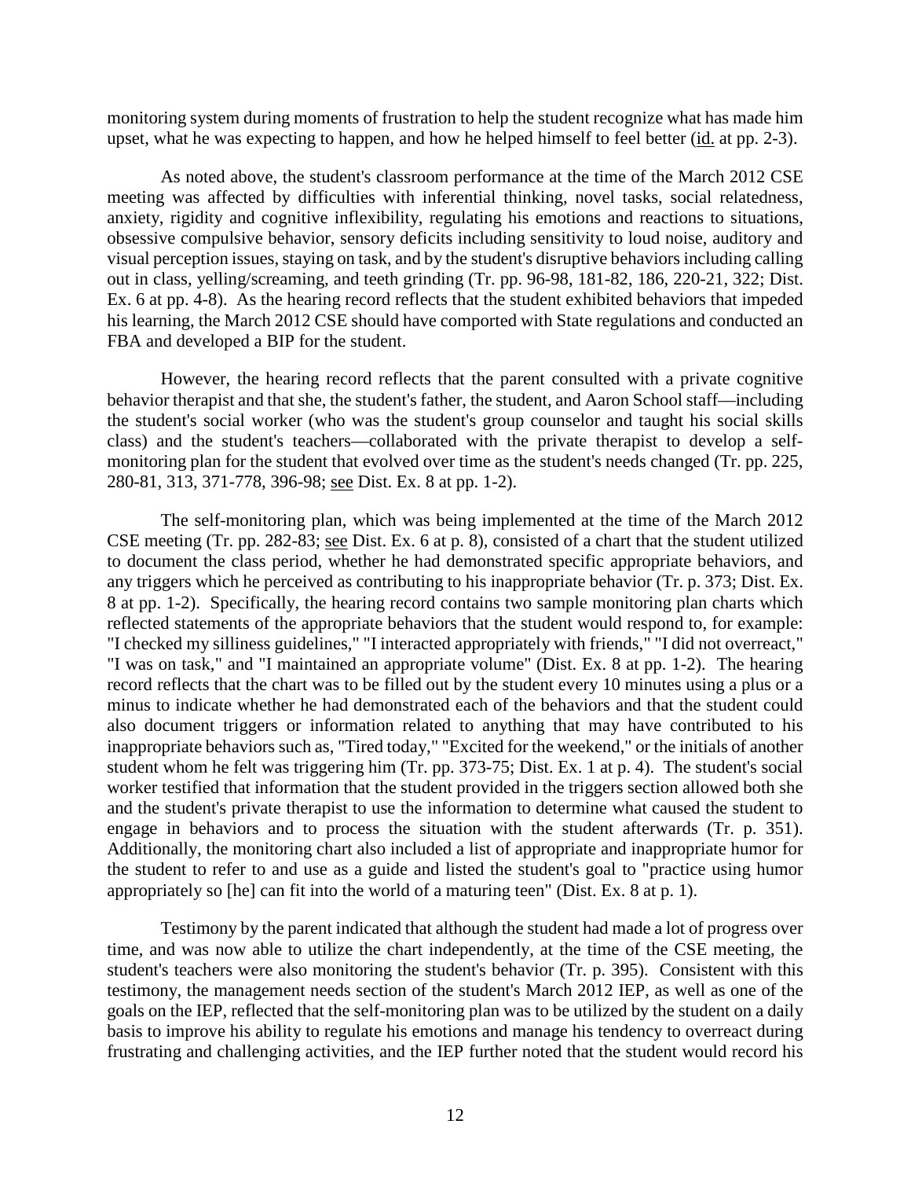monitoring system during moments of frustration to help the student recognize what has made him upset, what he was expecting to happen, and how he helped himself to feel better (id. at pp. 2-3).

As noted above, the student's classroom performance at the time of the March 2012 CSE meeting was affected by difficulties with inferential thinking, novel tasks, social relatedness, anxiety, rigidity and cognitive inflexibility, regulating his emotions and reactions to situations, obsessive compulsive behavior, sensory deficits including sensitivity to loud noise, auditory and visual perception issues, staying on task, and by the student's disruptive behaviors including calling out in class, yelling/screaming, and teeth grinding (Tr. pp. 96-98, 181-82, 186, 220-21, 322; Dist. Ex. 6 at pp. 4-8). As the hearing record reflects that the student exhibited behaviors that impeded his learning, the March 2012 CSE should have comported with State regulations and conducted an FBA and developed a BIP for the student.

However, the hearing record reflects that the parent consulted with a private cognitive behavior therapist and that she, the student's father, the student, and Aaron School staff—including the student's social worker (who was the student's group counselor and taught his social skills class) and the student's teachers—collaborated with the private therapist to develop a self-monitoring plan for the student that evolved over time as the student's needs changed (Tr. pp. 225, 280-81, 313, 371-778, 396-98; see Dist. Ex. 8 at pp. 1-2).

The self-monitoring plan, which was being implemented at the time of the March 2012 CSE meeting (Tr. pp. 282-83; see Dist. Ex. 6 at p. 8), consisted of a chart that the student utilized to document the class period, whether he had demonstrated specific appropriate behaviors, and any triggers which he perceived as contributing to his inappropriate behavior (Tr. p. 373; Dist. Ex. 8 at pp. 1-2). Specifically, the hearing record contains two sample monitoring plan charts which reflected statements of the appropriate behaviors that the student would respond to, for example: "I checked my silliness guidelines," "I interacted appropriately with friends," "I did not overreact," "I was on task," and "I maintained an appropriate volume" (Dist. Ex. 8 at pp. 1-2). The hearing record reflects that the chart was to be filled out by the student every 10 minutes using a plus or a minus to indicate whether he had demonstrated each of the behaviors and that the student could also document triggers or information related to anything that may have contributed to his inappropriate behaviors such as, "Tired today," "Excited for the weekend," or the initials of another student whom he felt was triggering him (Tr. pp. 373-75; Dist. Ex. 1 at p. 4). The student's social worker testified that information that the student provided in the triggers section allowed both she and the student's private therapist to use the information to determine what caused the student to engage in behaviors and to process the situation with the student afterwards (Tr. p. 351). Additionally, the monitoring chart also included a list of appropriate and inappropriate humor for the student to refer to and use as a guide and listed the student's goal to "practice using humor appropriately so [he] can fit into the world of a maturing teen" (Dist. Ex. 8 at p. 1).

Testimony by the parent indicated that although the student had made a lot of progress over time, and was now able to utilize the chart independently, at the time of the CSE meeting, the student's teachers were also monitoring the student's behavior (Tr. p. 395). Consistent with this testimony, the management needs section of the student's March 2012 IEP, as well as one of the goals on the IEP, reflected that the self-monitoring plan was to be utilized by the student on a daily basis to improve his ability to regulate his emotions and manage his tendency to overreact during frustrating and challenging activities, and the IEP further noted that the student would record his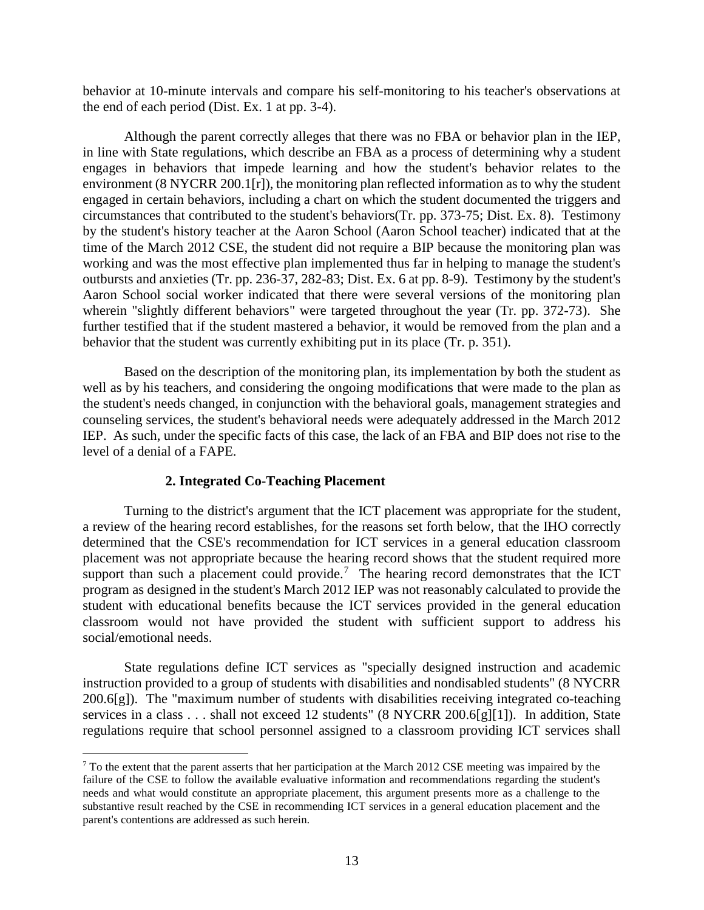behavior at 10-minute intervals and compare his self-monitoring to his teacher's observations at the end of each period (Dist. Ex. 1 at pp. 3-4).

Although the parent correctly alleges that there was no FBA or behavior plan in the IEP, in line with State regulations, which describe an FBA as a process of determining why a student engages in behaviors that impede learning and how the student's behavior relates to the environment (8 NYCRR 200.1[r]), the monitoring plan reflected information as to why the student engaged in certain behaviors, including a chart on which the student documented the triggers and circumstances that contributed to the student's behaviors(Tr. pp. 373-75; Dist. Ex. 8). Testimony by the student's history teacher at the Aaron School (Aaron School teacher) indicated that at the time of the March 2012 CSE, the student did not require a BIP because the monitoring plan was working and was the most effective plan implemented thus far in helping to manage the student's outbursts and anxieties (Tr. pp. 236-37, 282-83; Dist. Ex. 6 at pp. 8-9). Testimony by the student's Aaron School social worker indicated that there were several versions of the monitoring plan wherein "slightly different behaviors" were targeted throughout the year (Tr. pp. 372-73). She further testified that if the student mastered a behavior, it would be removed from the plan and a behavior that the student was currently exhibiting put in its place (Tr. p. 351).

Based on the description of the monitoring plan, its implementation by both the student as well as by his teachers, and considering the ongoing modifications that were made to the plan as the student's needs changed, in conjunction with the behavioral goals, management strategies and counseling services, the student's behavioral needs were adequately addressed in the March 2012 IEP. As such, under the specific facts of this case, the lack of an FBA and BIP does not rise to the level of a denial of a FAPE.

### 2. Integrated Co-Teaching Placement

Turning to the district's argument that the ICT placement was appropriate for the student, a review of the hearing record establishes, for the reasons set forth below, that the IHO correctly determined that the CSE's recommendation for ICT services in a general education classroom placement was not appropriate because the hearing record shows that the student required more support than such a placement could provide.[7] The hearing record demonstrates that the ICT program as designed in the student's March 2012 IEP was not reasonably calculated to provide the student with educational benefits because the ICT services provided in the general education classroom would not have provided the student with sufficient support to address his social/emotional needs.

State regulations define ICT services as "specially designed instruction and academic instruction provided to a group of students with disabilities and nondisabled students" (8 NYCRR 200.6[g]). The "maximum number of students with disabilities receiving integrated co-teaching services in a class . . . shall not exceed 12 students" (8 NYCRR 200.6[g][1]). In addition, State regulations require that school personnel assigned to a classroom providing ICT services shall

[7] To the extent that the parent asserts that her participation at the March 2012 CSE meeting was impaired by the failure of the CSE to follow the available evaluative information and recommendations regarding the student's needs and what would constitute an appropriate placement, this argument presents more as a challenge to the substantive result reached by the CSE in recommending ICT services in a general education placement and the parent's contentions are addressed as such herein.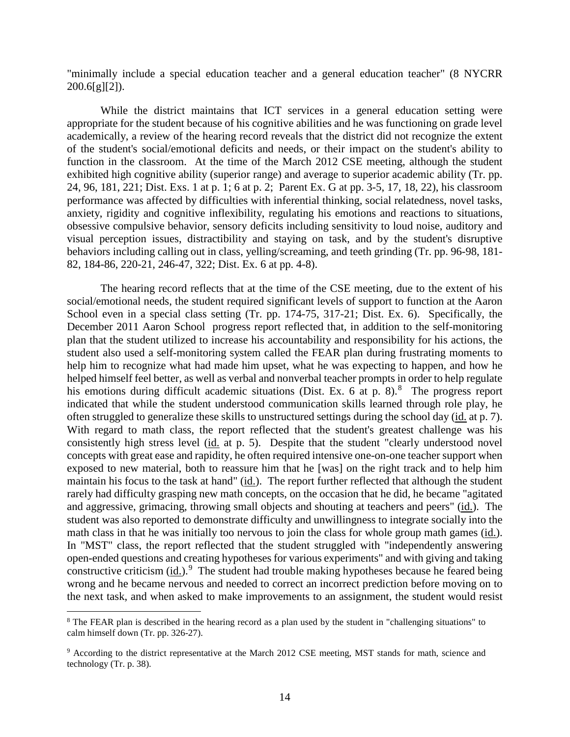"minimally include a special education teacher and a general education teacher" (8 NYCRR 200.6[g][2]).

While the district maintains that ICT services in a general education setting were appropriate for the student because of his cognitive abilities and he was functioning on grade level academically, a review of the hearing record reveals that the district did not recognize the extent of the student's social/emotional deficits and needs, or their impact on the student's ability to function in the classroom. At the time of the March 2012 CSE meeting, although the student exhibited high cognitive ability (superior range) and average to superior academic ability (Tr. pp. 24, 96, 181, 221; Dist. Exs. 1 at p. 1; 6 at p. 2; Parent Ex. G at pp. 3-5, 17, 18, 22), his classroom performance was affected by difficulties with inferential thinking, social relatedness, novel tasks, anxiety, rigidity and cognitive inflexibility, regulating his emotions and reactions to situations, obsessive compulsive behavior, sensory deficits including sensitivity to loud noise, auditory and visual perception issues, distractibility and staying on task, and by the student's disruptive behaviors including calling out in class, yelling/screaming, and teeth grinding (Tr. pp. 96-98, 181-82, 184-86, 220-21, 246-47, 322; Dist. Ex. 6 at pp. 4-8).

The hearing record reflects that at the time of the CSE meeting, due to the extent of his social/emotional needs, the student required significant levels of support to function at the Aaron School even in a special class setting (Tr. pp. 174-75, 317-21; Dist. Ex. 6). Specifically, the December 2011 Aaron School progress report reflected that, in addition to the self-monitoring plan that the student utilized to increase his accountability and responsibility for his actions, the student also used a self-monitoring system called the FEAR plan during frustrating moments to help him to recognize what had made him upset, what he was expecting to happen, and how he helped himself feel better, as well as verbal and nonverbal teacher prompts in order to help regulate his emotions during difficult academic situations (Dist. Ex. 6 at p. 8).[8] The progress report indicated that while the student understood communication skills learned through role play, he often struggled to generalize these skills to unstructured settings during the school day (id. at p. 7). With regard to math class, the report reflected that the student's greatest challenge was his consistently high stress level (id. at p. 5). Despite that the student "clearly understood novel concepts with great ease and rapidity, he often required intensive one-on-one teacher support when exposed to new material, both to reassure him that he [was] on the right track and to help him maintain his focus to the task at hand" (id.). The report further reflected that although the student rarely had difficulty grasping new math concepts, on the occasion that he did, he became "agitated and aggressive, grimacing, throwing small objects and shouting at teachers and peers" (id.). The student was also reported to demonstrate difficulty and unwillingness to integrate socially into the math class in that he was initially too nervous to join the class for whole group math games (id.). In "MST" class, the report reflected that the student struggled with "independently answering open-ended questions and creating hypotheses for various experiments" and with giving and taking constructive criticism (id.).[9] The student had trouble making hypotheses because he feared being wrong and he became nervous and needed to correct an incorrect prediction before moving on to the next task, and when asked to make improvements to an assignment, the student would resist

[8] The FEAR plan is described in the hearing record as a plan used by the student in "challenging situations" to calm himself down (Tr. pp. 326-27).

[9] According to the district representative at the March 2012 CSE meeting, MST stands for math, science and technology (Tr. p. 38).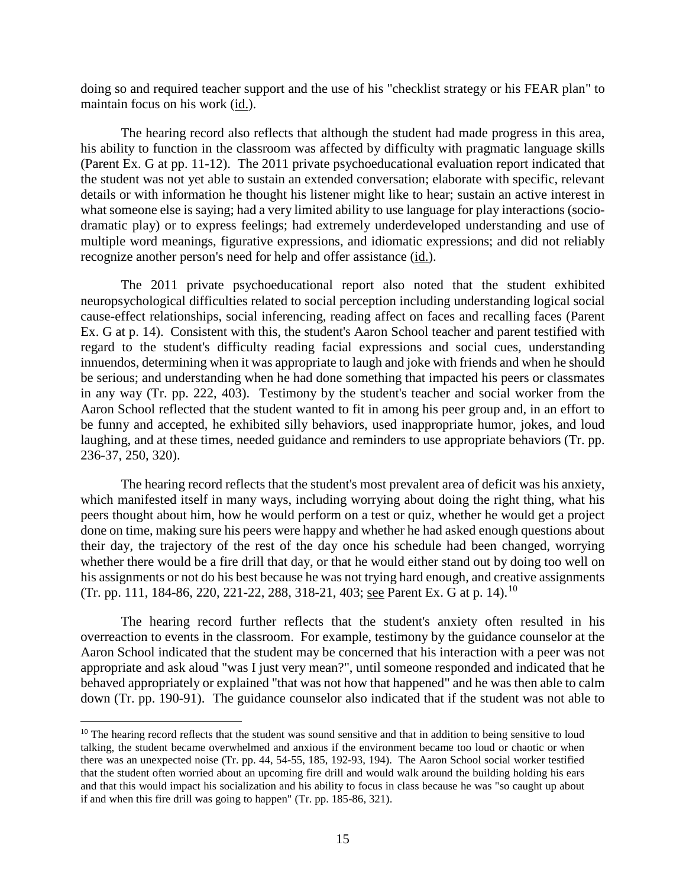doing so and required teacher support and the use of his "checklist strategy or his FEAR plan" to maintain focus on his work (id.).

The hearing record also reflects that although the student had made progress in this area, his ability to function in the classroom was affected by difficulty with pragmatic language skills (Parent Ex. G at pp. 11-12). The 2011 private psychoeducational evaluation report indicated that the student was not yet able to sustain an extended conversation; elaborate with specific, relevant details or with information he thought his listener might like to hear; sustain an active interest in what someone else is saying; had a very limited ability to use language for play interactions (socio-dramatic play) or to express feelings; had extremely underdeveloped understanding and use of multiple word meanings, figurative expressions, and idiomatic expressions; and did not reliably recognize another person's need for help and offer assistance (id.).

The 2011 private psychoeducational report also noted that the student exhibited neuropsychological difficulties related to social perception including understanding logical social cause-effect relationships, social inferencing, reading affect on faces and recalling faces (Parent Ex. G at p. 14). Consistent with this, the student's Aaron School teacher and parent testified with regard to the student's difficulty reading facial expressions and social cues, understanding innuendos, determining when it was appropriate to laugh and joke with friends and when he should be serious; and understanding when he had done something that impacted his peers or classmates in any way (Tr. pp. 222, 403). Testimony by the student's teacher and social worker from the Aaron School reflected that the student wanted to fit in among his peer group and, in an effort to be funny and accepted, he exhibited silly behaviors, used inappropriate humor, jokes, and loud laughing, and at these times, needed guidance and reminders to use appropriate behaviors (Tr. pp. 236-37, 250, 320).

The hearing record reflects that the student's most prevalent area of deficit was his anxiety, which manifested itself in many ways, including worrying about doing the right thing, what his peers thought about him, how he would perform on a test or quiz, whether he would get a project done on time, making sure his peers were happy and whether he had asked enough questions about their day, the trajectory of the rest of the day once his schedule had been changed, worrying whether there would be a fire drill that day, or that he would either stand out by doing too well on his assignments or not do his best because he was not trying hard enough, and creative assignments (Tr. pp. 111, 184-86, 220, 221-22, 288, 318-21, 403; see Parent Ex. G at p. 14).[10]

The hearing record further reflects that the student's anxiety often resulted in his overreaction to events in the classroom. For example, testimony by the guidance counselor at the Aaron School indicated that the student may be concerned that his interaction with a peer was not appropriate and ask aloud "was I just very mean?", until someone responded and indicated that he behaved appropriately or explained "that was not how that happened" and he was then able to calm down (Tr. pp. 190-91). The guidance counselor also indicated that if the student was not able to

---

[10] The hearing record reflects that the student was sound sensitive and that in addition to being sensitive to loud talking, the student became overwhelmed and anxious if the environment became too loud or chaotic or when there was an unexpected noise (Tr. pp. 44, 54-55, 185, 192-93, 194). The Aaron School social worker testified that the student often worried about an upcoming fire drill and would walk around the building holding his ears and that this would impact his socialization and his ability to focus in class because he was "so caught up about if and when this fire drill was going to happen" (Tr. pp. 185-86, 321).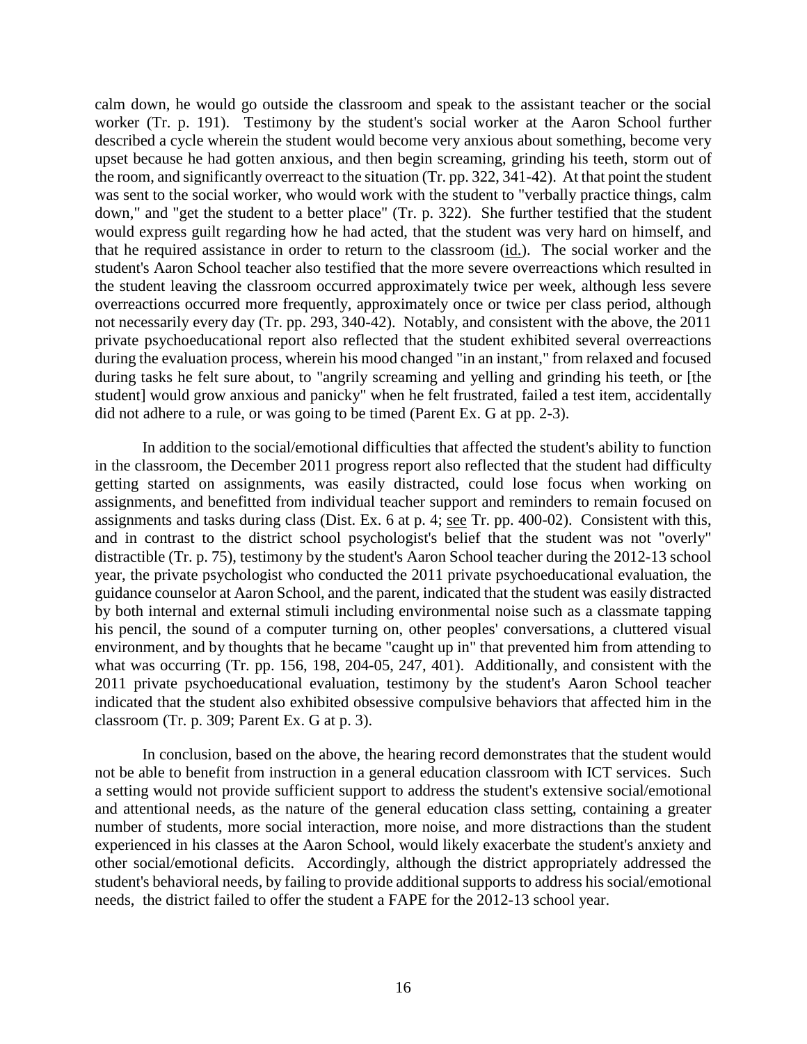calm down, he would go outside the classroom and speak to the assistant teacher or the social worker (Tr. p. 191). Testimony by the student's social worker at the Aaron School further described a cycle wherein the student would become very anxious about something, become very upset because he had gotten anxious, and then begin screaming, grinding his teeth, storm out of the room, and significantly overreact to the situation (Tr. pp. 322, 341-42). At that point the student was sent to the social worker, who would work with the student to "verbally practice things, calm down," and "get the student to a better place" (Tr. p. 322). She further testified that the student would express guilt regarding how he had acted, that the student was very hard on himself, and that he required assistance in order to return to the classroom (id.). The social worker and the student's Aaron School teacher also testified that the more severe overreactions which resulted in the student leaving the classroom occurred approximately twice per week, although less severe overreactions occurred more frequently, approximately once or twice per class period, although not necessarily every day (Tr. pp. 293, 340-42). Notably, and consistent with the above, the 2011 private psychoeducational report also reflected that the student exhibited several overreactions during the evaluation process, wherein his mood changed "in an instant," from relaxed and focused during tasks he felt sure about, to "angrily screaming and yelling and grinding his teeth, or [the student] would grow anxious and panicky" when he felt frustrated, failed a test item, accidentally did not adhere to a rule, or was going to be timed (Parent Ex. G at pp. 2-3).

In addition to the social/emotional difficulties that affected the student's ability to function in the classroom, the December 2011 progress report also reflected that the student had difficulty getting started on assignments, was easily distracted, could lose focus when working on assignments, and benefitted from individual teacher support and reminders to remain focused on assignments and tasks during class (Dist. Ex. 6 at p. 4; see Tr. pp. 400-02). Consistent with this, and in contrast to the district school psychologist's belief that the student was not "overly" distractible (Tr. p. 75), testimony by the student's Aaron School teacher during the 2012-13 school year, the private psychologist who conducted the 2011 private psychoeducational evaluation, the guidance counselor at Aaron School, and the parent, indicated that the student was easily distracted by both internal and external stimuli including environmental noise such as a classmate tapping his pencil, the sound of a computer turning on, other peoples' conversations, a cluttered visual environment, and by thoughts that he became "caught up in" that prevented him from attending to what was occurring (Tr. pp. 156, 198, 204-05, 247, 401). Additionally, and consistent with the 2011 private psychoeducational evaluation, testimony by the student's Aaron School teacher indicated that the student also exhibited obsessive compulsive behaviors that affected him in the classroom (Tr. p. 309; Parent Ex. G at p. 3).

In conclusion, based on the above, the hearing record demonstrates that the student would not be able to benefit from instruction in a general education classroom with ICT services. Such a setting would not provide sufficient support to address the student's extensive social/emotional and attentional needs, as the nature of the general education class setting, containing a greater number of students, more social interaction, more noise, and more distractions than the student experienced in his classes at the Aaron School, would likely exacerbate the student's anxiety and other social/emotional deficits. Accordingly, although the district appropriately addressed the student's behavioral needs, by failing to provide additional supports to address his social/emotional needs, the district failed to offer the student a FAPE for the 2012-13 school year.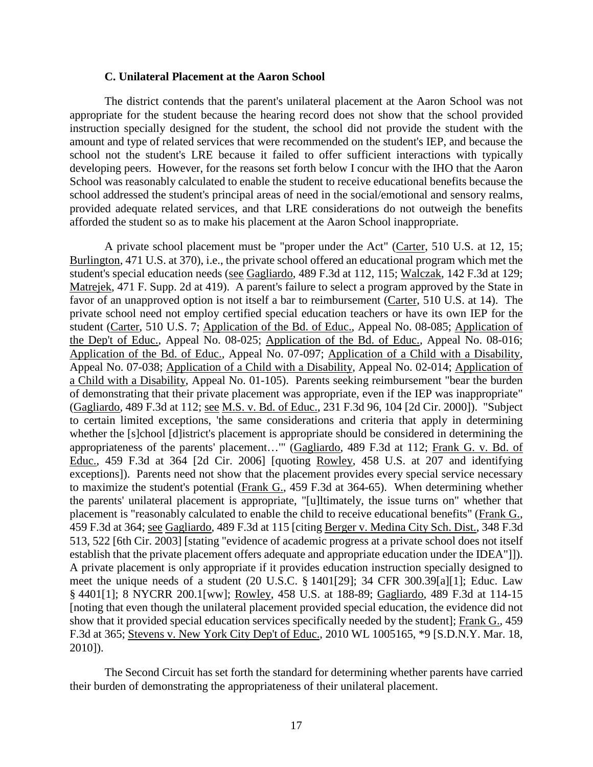### C. Unilateral Placement at the Aaron School

The district contends that the parent's unilateral placement at the Aaron School was not appropriate for the student because the hearing record does not show that the school provided instruction specially designed for the student, the school did not provide the student with the amount and type of related services that were recommended on the student's IEP, and because the school not the student's LRE because it failed to offer sufficient interactions with typically developing peers. However, for the reasons set forth below I concur with the IHO that the Aaron School was reasonably calculated to enable the student to receive educational benefits because the school addressed the student's principal areas of need in the social/emotional and sensory realms, provided adequate related services, and that LRE considerations do not outweigh the benefits afforded the student so as to make his placement at the Aaron School inappropriate.

A private school placement must be "proper under the Act" (Carter, 510 U.S. at 12, 15; Burlington, 471 U.S. at 370), i.e., the private school offered an educational program which met the student's special education needs (see Gagliardo, 489 F.3d at 112, 115; Walczak, 142 F.3d at 129; Matrejek, 471 F. Supp. 2d at 419). A parent's failure to select a program approved by the State in favor of an unapproved option is not itself a bar to reimbursement (Carter, 510 U.S. at 14). The private school need not employ certified special education teachers or have its own IEP for the student (Carter, 510 U.S. 7; Application of the Bd. of Educ., Appeal No. 08-085; Application of the Dep't of Educ., Appeal No. 08-025; Application of the Bd. of Educ., Appeal No. 08-016; Application of the Bd. of Educ., Appeal No. 07-097; Application of a Child with a Disability, Appeal No. 07-038; Application of a Child with a Disability, Appeal No. 02-014; Application of a Child with a Disability, Appeal No. 01-105). Parents seeking reimbursement "bear the burden of demonstrating that their private placement was appropriate, even if the IEP was inappropriate" (Gagliardo, 489 F.3d at 112; see M.S. v. Bd. of Educ., 231 F.3d 96, 104 [2d Cir. 2000]). "Subject to certain limited exceptions, 'the same considerations and criteria that apply in determining whether the [s]chool [d]istrict's placement is appropriate should be considered in determining the appropriateness of the parents' placement…'" (Gagliardo, 489 F.3d at 112; Frank G. v. Bd. of Educ., 459 F.3d at 364 [2d Cir. 2006] [quoting Rowley, 458 U.S. at 207 and identifying exceptions]). Parents need not show that the placement provides every special service necessary to maximize the student's potential (Frank G., 459 F.3d at 364-65). When determining whether the parents' unilateral placement is appropriate, "[u]ltimately, the issue turns on" whether that placement is "reasonably calculated to enable the child to receive educational benefits" (Frank G., 459 F.3d at 364; see Gagliardo, 489 F.3d at 115 [citing Berger v. Medina City Sch. Dist., 348 F.3d 513, 522 [6th Cir. 2003] [stating "evidence of academic progress at a private school does not itself establish that the private placement offers adequate and appropriate education under the IDEA"]]). A private placement is only appropriate if it provides education instruction specially designed to meet the unique needs of a student (20 U.S.C. § 1401[29]; 34 CFR 300.39[a][1]; Educ. Law § 4401[1]; 8 NYCRR 200.1[ww]; Rowley, 458 U.S. at 188-89; Gagliardo, 489 F.3d at 114-15 [noting that even though the unilateral placement provided special education, the evidence did not show that it provided special education services specifically needed by the student]; Frank G., 459 F.3d at 365; Stevens v. New York City Dep't of Educ., 2010 WL 1005165, *9 [S.D.N.Y. Mar. 18, 2010]).

The Second Circuit has set forth the standard for determining whether parents have carried their burden of demonstrating the appropriateness of their unilateral placement.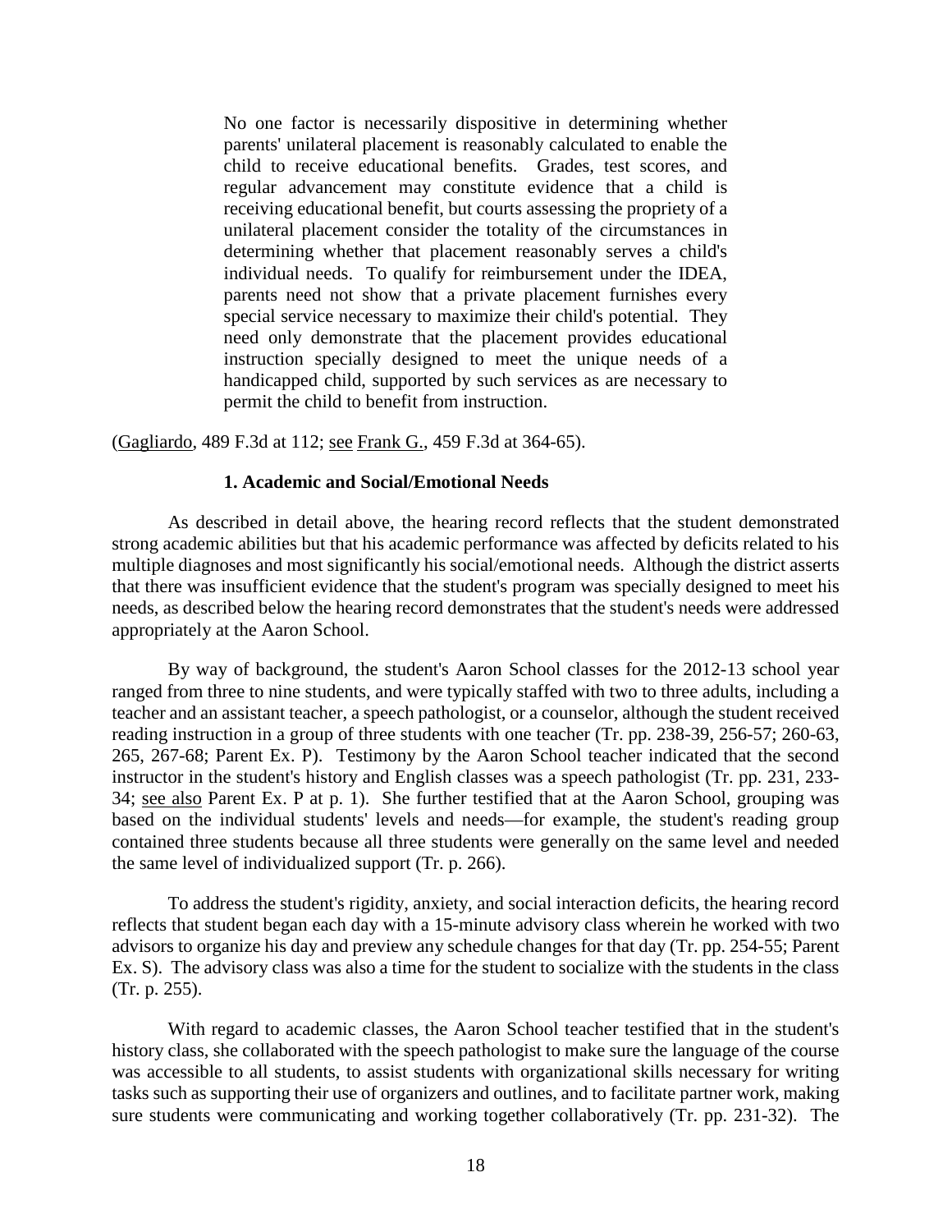> No one factor is necessarily dispositive in determining whether parents' unilateral placement is reasonably calculated to enable the child to receive educational benefits. Grades, test scores, and regular advancement may constitute evidence that a child is receiving educational benefit, but courts assessing the propriety of a unilateral placement consider the totality of the circumstances in determining whether that placement reasonably serves a child's individual needs. To qualify for reimbursement under the IDEA, parents need not show that a private placement furnishes every special service necessary to maximize their child's potential. They need only demonstrate that the placement provides educational instruction specially designed to meet the unique needs of a handicapped child, supported by such services as are necessary to permit the child to benefit from instruction.

(Gagliardo, 489 F.3d at 112; see Frank G., 459 F.3d at 364-65).

**1. Academic and Social/Emotional Needs**

As described in detail above, the hearing record reflects that the student demonstrated strong academic abilities but that his academic performance was affected by deficits related to his multiple diagnoses and most significantly his social/emotional needs. Although the district asserts that there was insufficient evidence that the student's program was specially designed to meet his needs, as described below the hearing record demonstrates that the student's needs were addressed appropriately at the Aaron School.

By way of background, the student's Aaron School classes for the 2012-13 school year ranged from three to nine students, and were typically staffed with two to three adults, including a teacher and an assistant teacher, a speech pathologist, or a counselor, although the student received reading instruction in a group of three students with one teacher (Tr. pp. 238-39, 256-57; 260-63, 265, 267-68; Parent Ex. P). Testimony by the Aaron School teacher indicated that the second instructor in the student's history and English classes was a speech pathologist (Tr. pp. 231, 233-34; see also Parent Ex. P at p. 1). She further testified that at the Aaron School, grouping was based on the individual students' levels and needs—for example, the student's reading group contained three students because all three students were generally on the same level and needed the same level of individualized support (Tr. p. 266).

To address the student's rigidity, anxiety, and social interaction deficits, the hearing record reflects that student began each day with a 15-minute advisory class wherein he worked with two advisors to organize his day and preview any schedule changes for that day (Tr. pp. 254-55; Parent Ex. S). The advisory class was also a time for the student to socialize with the students in the class (Tr. p. 255).

With regard to academic classes, the Aaron School teacher testified that in the student's history class, she collaborated with the speech pathologist to make sure the language of the course was accessible to all students, to assist students with organizational skills necessary for writing tasks such as supporting their use of organizers and outlines, and to facilitate partner work, making sure students were communicating and working together collaboratively (Tr. pp. 231-32). The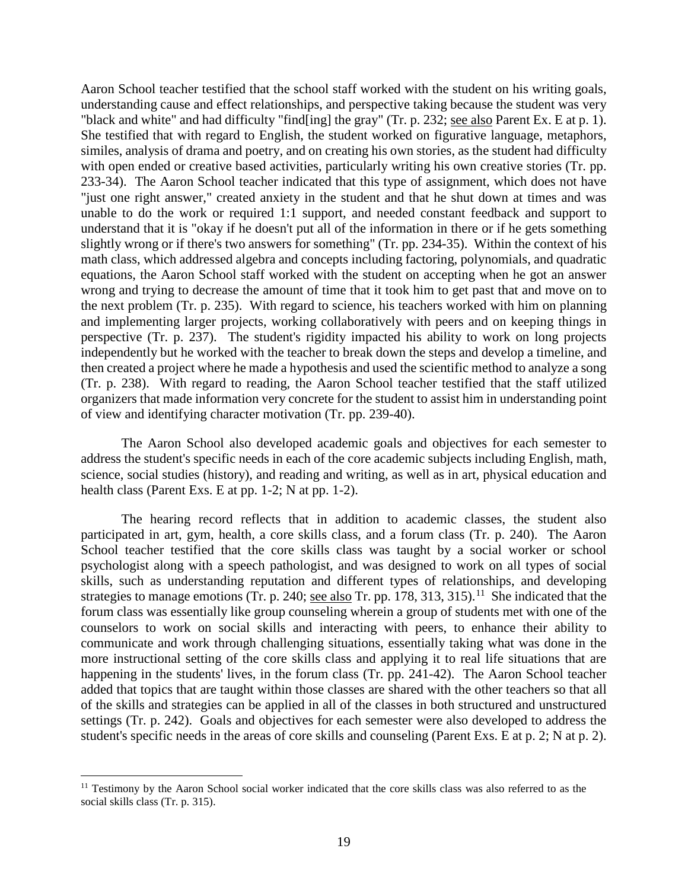Aaron School teacher testified that the school staff worked with the student on his writing goals, understanding cause and effect relationships, and perspective taking because the student was very "black and white" and had difficulty "find[ing] the gray" (Tr. p. 232; see also Parent Ex. E at p. 1). She testified that with regard to English, the student worked on figurative language, metaphors, similes, analysis of drama and poetry, and on creating his own stories, as the student had difficulty with open ended or creative based activities, particularly writing his own creative stories (Tr. pp. 233-34). The Aaron School teacher indicated that this type of assignment, which does not have "just one right answer," created anxiety in the student and that he shut down at times and was unable to do the work or required 1:1 support, and needed constant feedback and support to understand that it is "okay if he doesn't put all of the information in there or if he gets something slightly wrong or if there's two answers for something" (Tr. pp. 234-35). Within the context of his math class, which addressed algebra and concepts including factoring, polynomials, and quadratic equations, the Aaron School staff worked with the student on accepting when he got an answer wrong and trying to decrease the amount of time that it took him to get past that and move on to the next problem (Tr. p. 235). With regard to science, his teachers worked with him on planning and implementing larger projects, working collaboratively with peers and on keeping things in perspective (Tr. p. 237). The student's rigidity impacted his ability to work on long projects independently but he worked with the teacher to break down the steps and develop a timeline, and then created a project where he made a hypothesis and used the scientific method to analyze a song (Tr. p. 238). With regard to reading, the Aaron School teacher testified that the staff utilized organizers that made information very concrete for the student to assist him in understanding point of view and identifying character motivation (Tr. pp. 239-40).

The Aaron School also developed academic goals and objectives for each semester to address the student's specific needs in each of the core academic subjects including English, math, science, social studies (history), and reading and writing, as well as in art, physical education and health class (Parent Exs. E at pp. 1-2; N at pp. 1-2).

The hearing record reflects that in addition to academic classes, the student also participated in art, gym, health, a core skills class, and a forum class (Tr. p. 240). The Aaron School teacher testified that the core skills class was taught by a social worker or school psychologist along with a speech pathologist, and was designed to work on all types of social skills, such as understanding reputation and different types of relationships, and developing strategies to manage emotions (Tr. p. 240; see also Tr. pp. 178, 313, 315).[11] She indicated that the forum class was essentially like group counseling wherein a group of students met with one of the counselors to work on social skills and interacting with peers, to enhance their ability to communicate and work through challenging situations, essentially taking what was done in the more instructional setting of the core skills class and applying it to real life situations that are happening in the students' lives, in the forum class (Tr. pp. 241-42). The Aaron School teacher added that topics that are taught within those classes are shared with the other teachers so that all of the skills and strategies can be applied in all of the classes in both structured and unstructured settings (Tr. p. 242). Goals and objectives for each semester were also developed to address the student's specific needs in the areas of core skills and counseling (Parent Exs. E at p. 2; N at p. 2).

---

[11] Testimony by the Aaron School social worker indicated that the core skills class was also referred to as the social skills class (Tr. p. 315).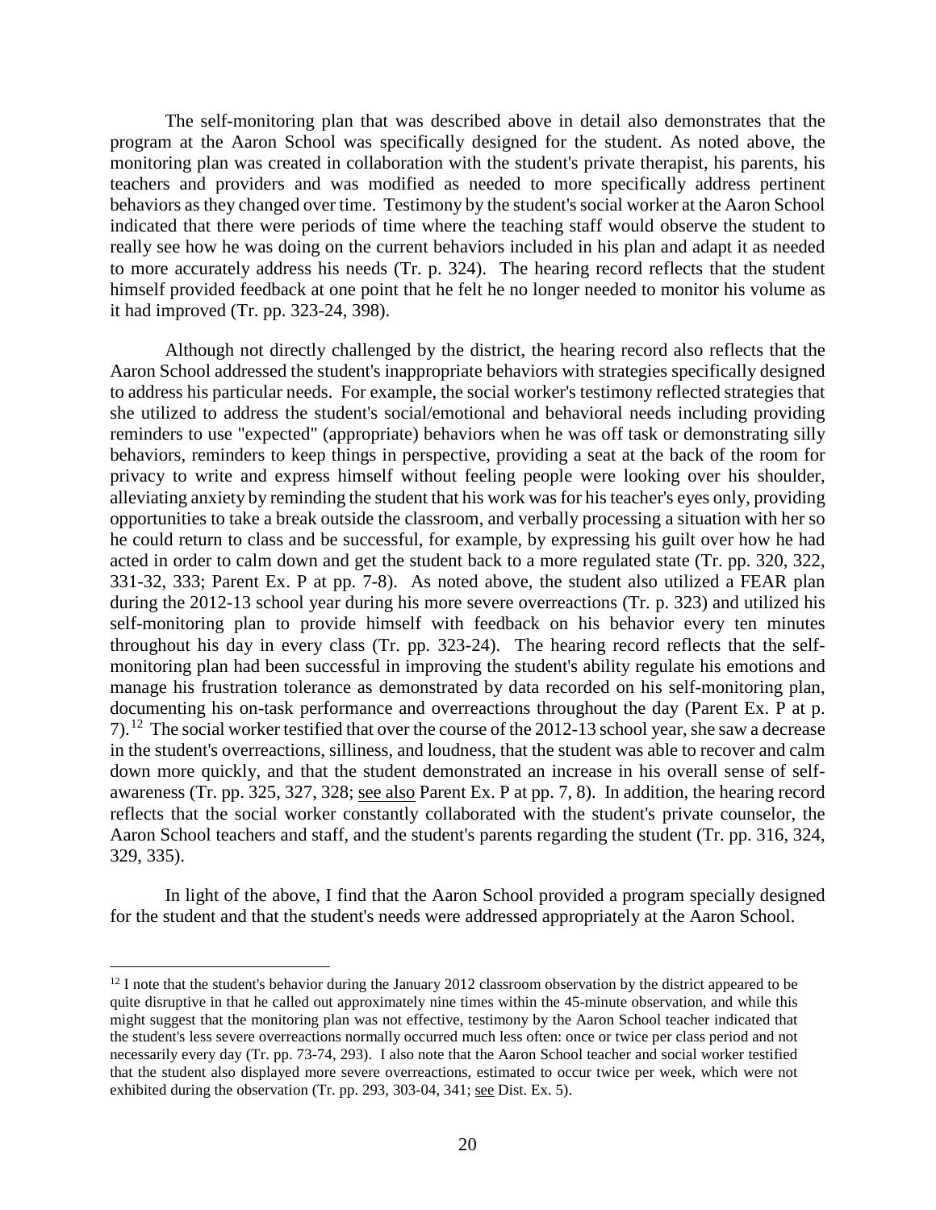The self-monitoring plan that was described above in detail also demonstrates that the program at the Aaron School was specifically designed for the student. As noted above, the monitoring plan was created in collaboration with the student's private therapist, his parents, his teachers and providers and was modified as needed to more specifically address pertinent behaviors as they changed over time. Testimony by the student's social worker at the Aaron School indicated that there were periods of time where the teaching staff would observe the student to really see how he was doing on the current behaviors included in his plan and adapt it as needed to more accurately address his needs (Tr. p. 324). The hearing record reflects that the student himself provided feedback at one point that he felt he no longer needed to monitor his volume as it had improved (Tr. pp. 323-24, 398).

Although not directly challenged by the district, the hearing record also reflects that the Aaron School addressed the student's inappropriate behaviors with strategies specifically designed to address his particular needs. For example, the social worker's testimony reflected strategies that she utilized to address the student's social/emotional and behavioral needs including providing reminders to use "expected" (appropriate) behaviors when he was off task or demonstrating silly behaviors, reminders to keep things in perspective, providing a seat at the back of the room for privacy to write and express himself without feeling people were looking over his shoulder, alleviating anxiety by reminding the student that his work was for his teacher's eyes only, providing opportunities to take a break outside the classroom, and verbally processing a situation with her so he could return to class and be successful, for example, by expressing his guilt over how he had acted in order to calm down and get the student back to a more regulated state (Tr. pp. 320, 322, 331-32, 333; Parent Ex. P at pp. 7-8). As noted above, the student also utilized a FEAR plan during the 2012-13 school year during his more severe overreactions (Tr. p. 323) and utilized his self-monitoring plan to provide himself with feedback on his behavior every ten minutes throughout his day in every class (Tr. pp. 323-24). The hearing record reflects that the self-monitoring plan had been successful in improving the student's ability regulate his emotions and manage his frustration tolerance as demonstrated by data recorded on his self-monitoring plan, documenting his on-task performance and overreactions throughout the day (Parent Ex. P at p. 7).[12] The social worker testified that over the course of the 2012-13 school year, she saw a decrease in the student's overreactions, silliness, and loudness, that the student was able to recover and calm down more quickly, and that the student demonstrated an increase in his overall sense of self-awareness (Tr. pp. 325, 327, 328; see also Parent Ex. P at pp. 7, 8). In addition, the hearing record reflects that the social worker constantly collaborated with the student's private counselor, the Aaron School teachers and staff, and the student's parents regarding the student (Tr. pp. 316, 324, 329, 335).

In light of the above, I find that the Aaron School provided a program specially designed for the student and that the student's needs were addressed appropriately at the Aaron School.

[12] I note that the student's behavior during the January 2012 classroom observation by the district appeared to be quite disruptive in that he called out approximately nine times within the 45-minute observation, and while this might suggest that the monitoring plan was not effective, testimony by the Aaron School teacher indicated that the student's less severe overreactions normally occurred much less often: once or twice per class period and not necessarily every day (Tr. pp. 73-74, 293). I also note that the Aaron School teacher and social worker testified that the student also displayed more severe overreactions, estimated to occur twice per week, which were not exhibited during the observation (Tr. pp. 293, 303-04, 341; see Dist. Ex. 5).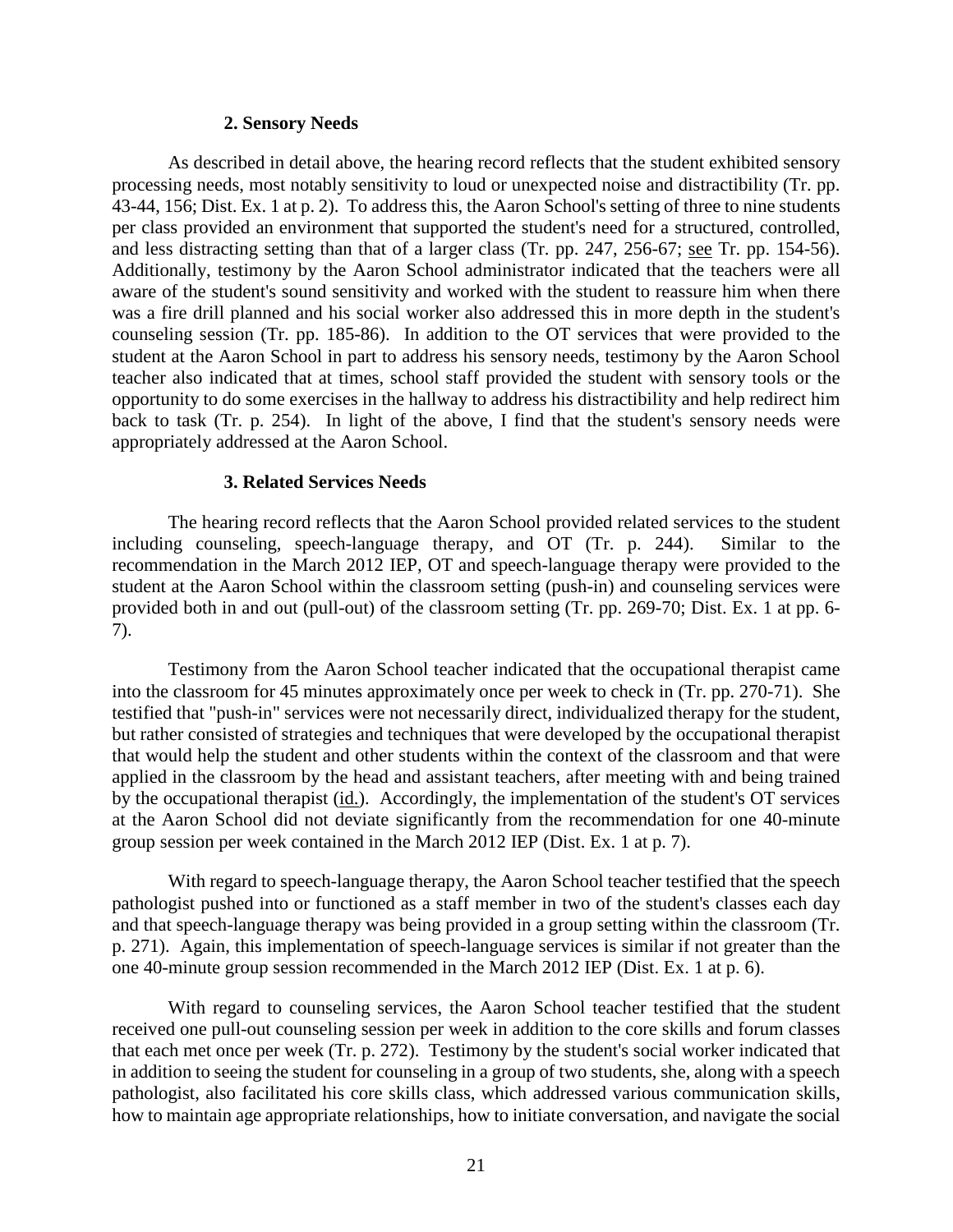### 2. Sensory Needs

As described in detail above, the hearing record reflects that the student exhibited sensory processing needs, most notably sensitivity to loud or unexpected noise and distractibility (Tr. pp. 43-44, 156; Dist. Ex. 1 at p. 2). To address this, the Aaron School's setting of three to nine students per class provided an environment that supported the student's need for a structured, controlled, and less distracting setting than that of a larger class (Tr. pp. 247, 256-67; see Tr. pp. 154-56). Additionally, testimony by the Aaron School administrator indicated that the teachers were all aware of the student's sound sensitivity and worked with the student to reassure him when there was a fire drill planned and his social worker also addressed this in more depth in the student's counseling session (Tr. pp. 185-86). In addition to the OT services that were provided to the student at the Aaron School in part to address his sensory needs, testimony by the Aaron School teacher also indicated that at times, school staff provided the student with sensory tools or the opportunity to do some exercises in the hallway to address his distractibility and help redirect him back to task (Tr. p. 254). In light of the above, I find that the student's sensory needs were appropriately addressed at the Aaron School.

### 3. Related Services Needs

The hearing record reflects that the Aaron School provided related services to the student including counseling, speech-language therapy, and OT (Tr. p. 244). Similar to the recommendation in the March 2012 IEP, OT and speech-language therapy were provided to the student at the Aaron School within the classroom setting (push-in) and counseling services were provided both in and out (pull-out) of the classroom setting (Tr. pp. 269-70; Dist. Ex. 1 at pp. 6-7).

Testimony from the Aaron School teacher indicated that the occupational therapist came into the classroom for 45 minutes approximately once per week to check in (Tr. pp. 270-71). She testified that "push-in" services were not necessarily direct, individualized therapy for the student, but rather consisted of strategies and techniques that were developed by the occupational therapist that would help the student and other students within the context of the classroom and that were applied in the classroom by the head and assistant teachers, after meeting with and being trained by the occupational therapist (id.). Accordingly, the implementation of the student's OT services at the Aaron School did not deviate significantly from the recommendation for one 40-minute group session per week contained in the March 2012 IEP (Dist. Ex. 1 at p. 7).

With regard to speech-language therapy, the Aaron School teacher testified that the speech pathologist pushed into or functioned as a staff member in two of the student's classes each day and that speech-language therapy was being provided in a group setting within the classroom (Tr. p. 271). Again, this implementation of speech-language services is similar if not greater than the one 40-minute group session recommended in the March 2012 IEP (Dist. Ex. 1 at p. 6).

With regard to counseling services, the Aaron School teacher testified that the student received one pull-out counseling session per week in addition to the core skills and forum classes that each met once per week (Tr. p. 272). Testimony by the student's social worker indicated that in addition to seeing the student for counseling in a group of two students, she, along with a speech pathologist, also facilitated his core skills class, which addressed various communication skills, how to maintain age appropriate relationships, how to initiate conversation, and navigate the social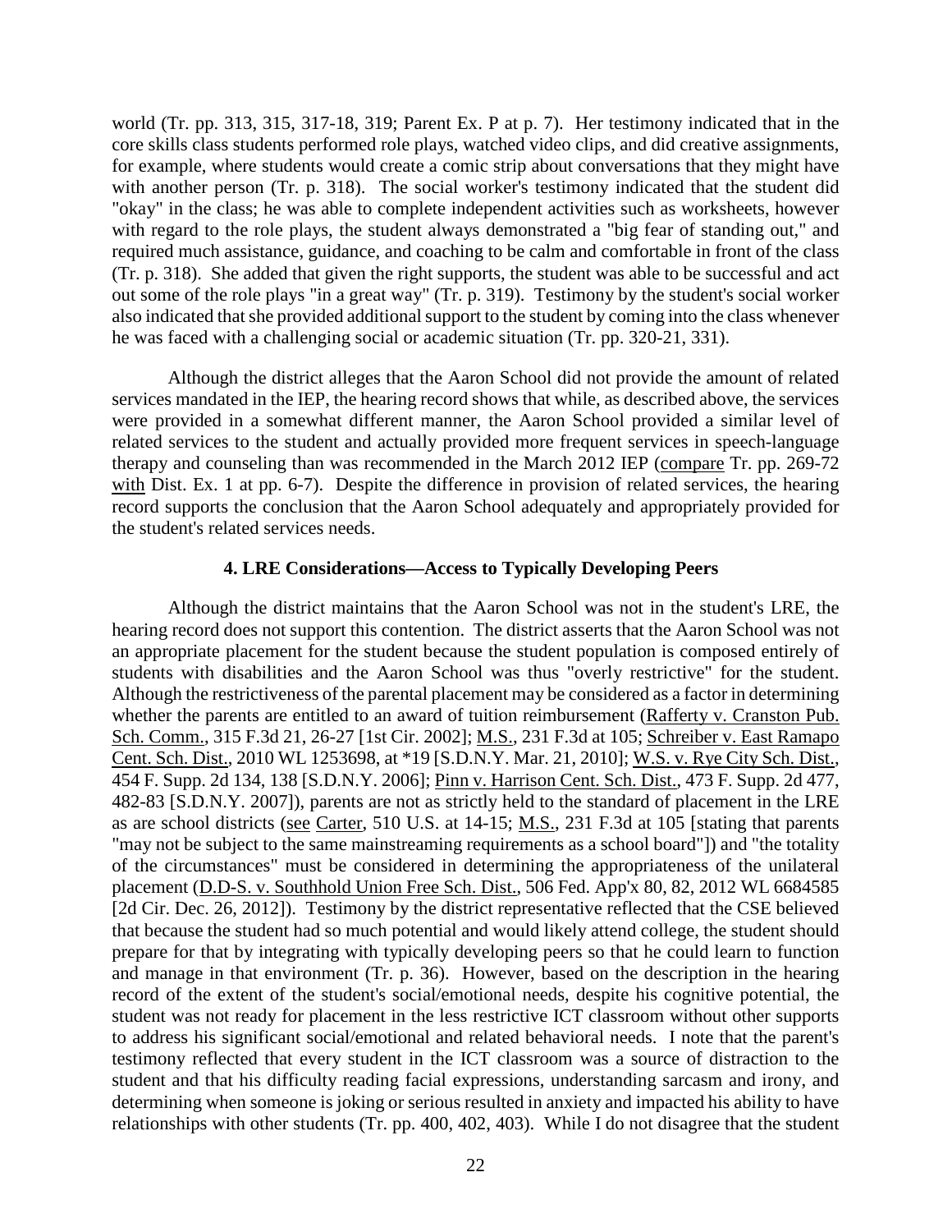world (Tr. pp. 313, 315, 317-18, 319; Parent Ex. P at p. 7). Her testimony indicated that in the core skills class students performed role plays, watched video clips, and did creative assignments, for example, where students would create a comic strip about conversations that they might have with another person (Tr. p. 318). The social worker's testimony indicated that the student did "okay" in the class; he was able to complete independent activities such as worksheets, however with regard to the role plays, the student always demonstrated a "big fear of standing out," and required much assistance, guidance, and coaching to be calm and comfortable in front of the class (Tr. p. 318). She added that given the right supports, the student was able to be successful and act out some of the role plays "in a great way" (Tr. p. 319). Testimony by the student's social worker also indicated that she provided additional support to the student by coming into the class whenever he was faced with a challenging social or academic situation (Tr. pp. 320-21, 331).

Although the district alleges that the Aaron School did not provide the amount of related services mandated in the IEP, the hearing record shows that while, as described above, the services were provided in a somewhat different manner, the Aaron School provided a similar level of related services to the student and actually provided more frequent services in speech-language therapy and counseling than was recommended in the March 2012 IEP (compare Tr. pp. 269-72 with Dist. Ex. 1 at pp. 6-7). Despite the difference in provision of related services, the hearing record supports the conclusion that the Aaron School adequately and appropriately provided for the student's related services needs.

### 4. LRE Considerations—Access to Typically Developing Peers

Although the district maintains that the Aaron School was not in the student's LRE, the hearing record does not support this contention. The district asserts that the Aaron School was not an appropriate placement for the student because the student population is composed entirely of students with disabilities and the Aaron School was thus "overly restrictive" for the student. Although the restrictiveness of the parental placement may be considered as a factor in determining whether the parents are entitled to an award of tuition reimbursement (Rafferty v. Cranston Pub. Sch. Comm., 315 F.3d 21, 26-27 [1st Cir. 2002]; M.S., 231 F.3d at 105; Schreiber v. East Ramapo Cent. Sch. Dist., 2010 WL 1253698, at *19 [S.D.N.Y. Mar. 21, 2010]; W.S. v. Rye City Sch. Dist., 454 F. Supp. 2d 134, 138 [S.D.N.Y. 2006]; Pinn v. Harrison Cent. Sch. Dist., 473 F. Supp. 2d 477, 482-83 [S.D.N.Y. 2007]), parents are not as strictly held to the standard of placement in the LRE as are school districts (see Carter, 510 U.S. at 14-15; M.S., 231 F.3d at 105 [stating that parents "may not be subject to the same mainstreaming requirements as a school board"]) and "the totality of the circumstances" must be considered in determining the appropriateness of the unilateral placement (D.D-S. v. Southhold Union Free Sch. Dist., 506 Fed. App'x 80, 82, 2012 WL 6684585 [2d Cir. Dec. 26, 2012]). Testimony by the district representative reflected that the CSE believed that because the student had so much potential and would likely attend college, the student should prepare for that by integrating with typically developing peers so that he could learn to function and manage in that environment (Tr. p. 36). However, based on the description in the hearing record of the extent of the student's social/emotional needs, despite his cognitive potential, the student was not ready for placement in the less restrictive ICT classroom without other supports to address his significant social/emotional and related behavioral needs. I note that the parent's testimony reflected that every student in the ICT classroom was a source of distraction to the student and that his difficulty reading facial expressions, understanding sarcasm and irony, and determining when someone is joking or serious resulted in anxiety and impacted his ability to have relationships with other students (Tr. pp. 400, 402, 403). While I do not disagree that the student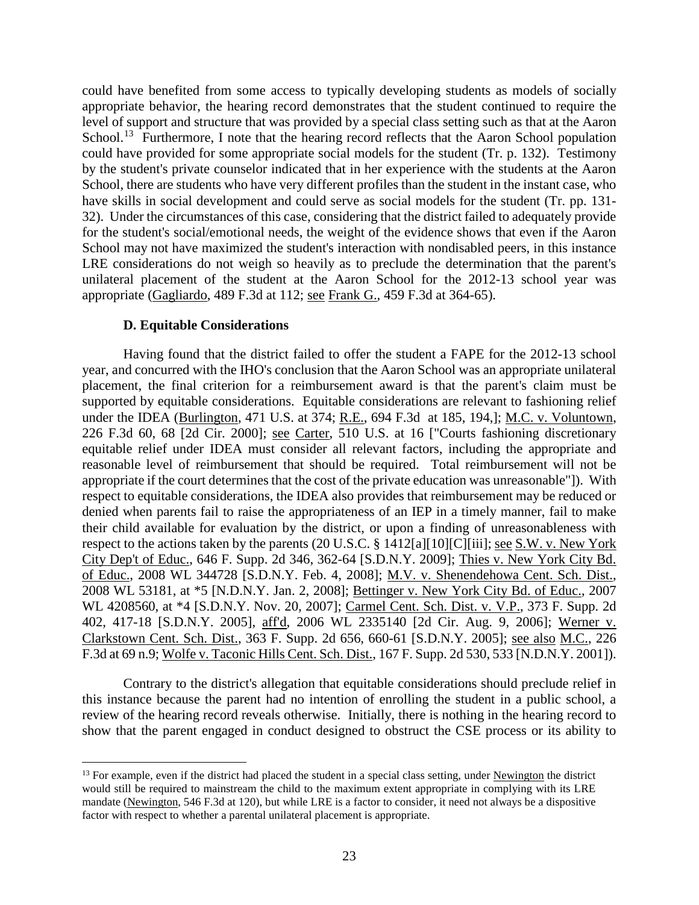could have benefited from some access to typically developing students as models of socially appropriate behavior, the hearing record demonstrates that the student continued to require the level of support and structure that was provided by a special class setting such as that at the Aaron School.[13] Furthermore, I note that the hearing record reflects that the Aaron School population could have provided for some appropriate social models for the student (Tr. p. 132). Testimony by the student's private counselor indicated that in her experience with the students at the Aaron School, there are students who have very different profiles than the student in the instant case, who have skills in social development and could serve as social models for the student (Tr. pp. 131-32). Under the circumstances of this case, considering that the district failed to adequately provide for the student's social/emotional needs, the weight of the evidence shows that even if the Aaron School may not have maximized the student's interaction with nondisabled peers, in this instance LRE considerations do not weigh so heavily as to preclude the determination that the parent's unilateral placement of the student at the Aaron School for the 2012-13 school year was appropriate (Gagliardo, 489 F.3d at 112; see Frank G., 459 F.3d at 364-65).

### D. Equitable Considerations

Having found that the district failed to offer the student a FAPE for the 2012-13 school year, and concurred with the IHO's conclusion that the Aaron School was an appropriate unilateral placement, the final criterion for a reimbursement award is that the parent's claim must be supported by equitable considerations. Equitable considerations are relevant to fashioning relief under the IDEA (Burlington, 471 U.S. at 374; R.E., 694 F.3d at 185, 194,]; M.C. v. Voluntown, 226 F.3d 60, 68 [2d Cir. 2000]; see Carter, 510 U.S. at 16 ["Courts fashioning discretionary equitable relief under IDEA must consider all relevant factors, including the appropriate and reasonable level of reimbursement that should be required. Total reimbursement will not be appropriate if the court determines that the cost of the private education was unreasonable"]). With respect to equitable considerations, the IDEA also provides that reimbursement may be reduced or denied when parents fail to raise the appropriateness of an IEP in a timely manner, fail to make their child available for evaluation by the district, or upon a finding of unreasonableness with respect to the actions taken by the parents (20 U.S.C. § 1412[a][10][C][iii]; see S.W. v. New York City Dep't of Educ., 646 F. Supp. 2d 346, 362-64 [S.D.N.Y. 2009]; Thies v. New York City Bd. of Educ., 2008 WL 344728 [S.D.N.Y. Feb. 4, 2008]; M.V. v. Shenendehowa Cent. Sch. Dist., 2008 WL 53181, at *5 [N.D.N.Y. Jan. 2, 2008]; Bettinger v. New York City Bd. of Educ., 2007 WL 4208560, at *4 [S.D.N.Y. Nov. 20, 2007]; Carmel Cent. Sch. Dist. v. V.P., 373 F. Supp. 2d 402, 417-18 [S.D.N.Y. 2005], aff'd, 2006 WL 2335140 [2d Cir. Aug. 9, 2006]; Werner v. Clarkstown Cent. Sch. Dist., 363 F. Supp. 2d 656, 660-61 [S.D.N.Y. 2005]; see also M.C., 226 F.3d at 69 n.9; Wolfe v. Taconic Hills Cent. Sch. Dist., 167 F. Supp. 2d 530, 533 [N.D.N.Y. 2001]).

Contrary to the district's allegation that equitable considerations should preclude relief in this instance because the parent had no intention of enrolling the student in a public school, a review of the hearing record reveals otherwise. Initially, there is nothing in the hearing record to show that the parent engaged in conduct designed to obstruct the CSE process or its ability to

[13] For example, even if the district had placed the student in a special class setting, under Newington the district would still be required to mainstream the child to the maximum extent appropriate in complying with its LRE mandate (Newington, 546 F.3d at 120), but while LRE is a factor to consider, it need not always be a dispositive factor with respect to whether a parental unilateral placement is appropriate.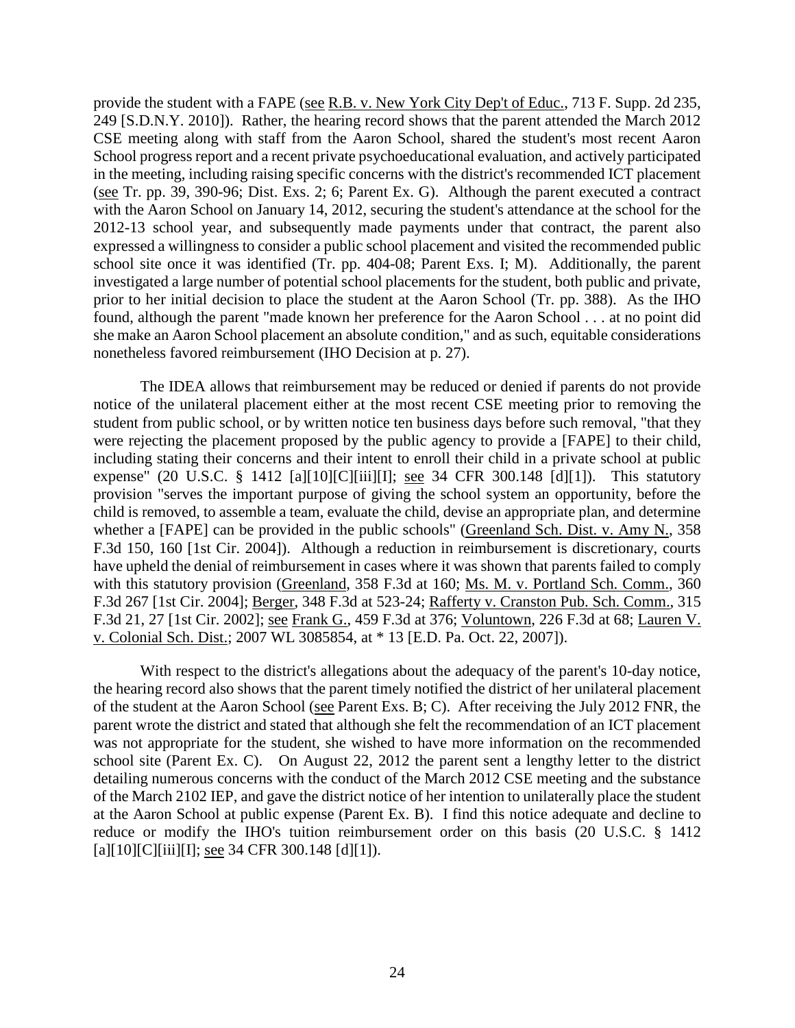provide the student with a FAPE (see R.B. v. New York City Dep't of Educ., 713 F. Supp. 2d 235, 249 [S.D.N.Y. 2010]). Rather, the hearing record shows that the parent attended the March 2012 CSE meeting along with staff from the Aaron School, shared the student's most recent Aaron School progress report and a recent private psychoeducational evaluation, and actively participated in the meeting, including raising specific concerns with the district's recommended ICT placement (see Tr. pp. 39, 390-96; Dist. Exs. 2; 6; Parent Ex. G). Although the parent executed a contract with the Aaron School on January 14, 2012, securing the student's attendance at the school for the 2012-13 school year, and subsequently made payments under that contract, the parent also expressed a willingness to consider a public school placement and visited the recommended public school site once it was identified (Tr. pp. 404-08; Parent Exs. I; M). Additionally, the parent investigated a large number of potential school placements for the student, both public and private, prior to her initial decision to place the student at the Aaron School (Tr. pp. 388). As the IHO found, although the parent "made known her preference for the Aaron School . . . at no point did she make an Aaron School placement an absolute condition," and as such, equitable considerations nonetheless favored reimbursement (IHO Decision at p. 27).

The IDEA allows that reimbursement may be reduced or denied if parents do not provide notice of the unilateral placement either at the most recent CSE meeting prior to removing the student from public school, or by written notice ten business days before such removal, "that they were rejecting the placement proposed by the public agency to provide a [FAPE] to their child, including stating their concerns and their intent to enroll their child in a private school at public expense" (20 U.S.C. § 1412 [a][10][C][iii][I]; see 34 CFR 300.148 [d][1]). This statutory provision "serves the important purpose of giving the school system an opportunity, before the child is removed, to assemble a team, evaluate the child, devise an appropriate plan, and determine whether a [FAPE] can be provided in the public schools" (Greenland Sch. Dist. v. Amy N., 358 F.3d 150, 160 [1st Cir. 2004]). Although a reduction in reimbursement is discretionary, courts have upheld the denial of reimbursement in cases where it was shown that parents failed to comply with this statutory provision (Greenland, 358 F.3d at 160; Ms. M. v. Portland Sch. Comm., 360 F.3d 267 [1st Cir. 2004]; Berger, 348 F.3d at 523-24; Rafferty v. Cranston Pub. Sch. Comm., 315 F.3d 21, 27 [1st Cir. 2002]; see Frank G., 459 F.3d at 376; Voluntown, 226 F.3d at 68; Lauren V. v. Colonial Sch. Dist.; 2007 WL 3085854, at * 13 [E.D. Pa. Oct. 22, 2007]).

With respect to the district's allegations about the adequacy of the parent's 10-day notice, the hearing record also shows that the parent timely notified the district of her unilateral placement of the student at the Aaron School (see Parent Exs. B; C). After receiving the July 2012 FNR, the parent wrote the district and stated that although she felt the recommendation of an ICT placement was not appropriate for the student, she wished to have more information on the recommended school site (Parent Ex. C). On August 22, 2012 the parent sent a lengthy letter to the district detailing numerous concerns with the conduct of the March 2012 CSE meeting and the substance of the March 2102 IEP, and gave the district notice of her intention to unilaterally place the student at the Aaron School at public expense (Parent Ex. B). I find this notice adequate and decline to reduce or modify the IHO's tuition reimbursement order on this basis (20 U.S.C. § 1412 [a][10][C][iii][I]; see 34 CFR 300.148 [d][1]).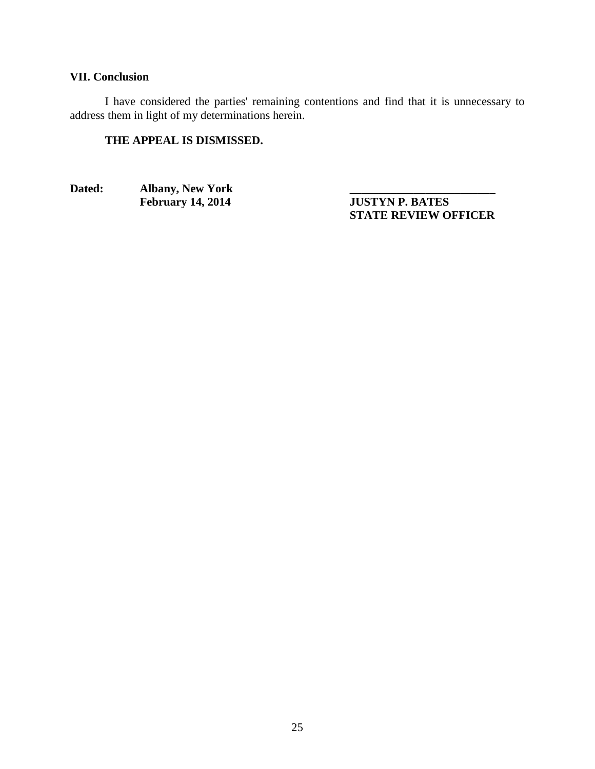## VII. Conclusion

I have considered the parties' remaining contentions and find that it is unnecessary to address them in light of my determinations herein.

**THE APPEAL IS DISMISSED.**

**Dated:** **Albany, New York**
**February 14, 2014**

**\_\_\_\_\_\_\_\_\_\_\_\_\_\_\_\_\_\_\_\_\_\_\_\_\_\_**
**JUSTYN P. BATES**
**STATE REVIEW OFFICER**